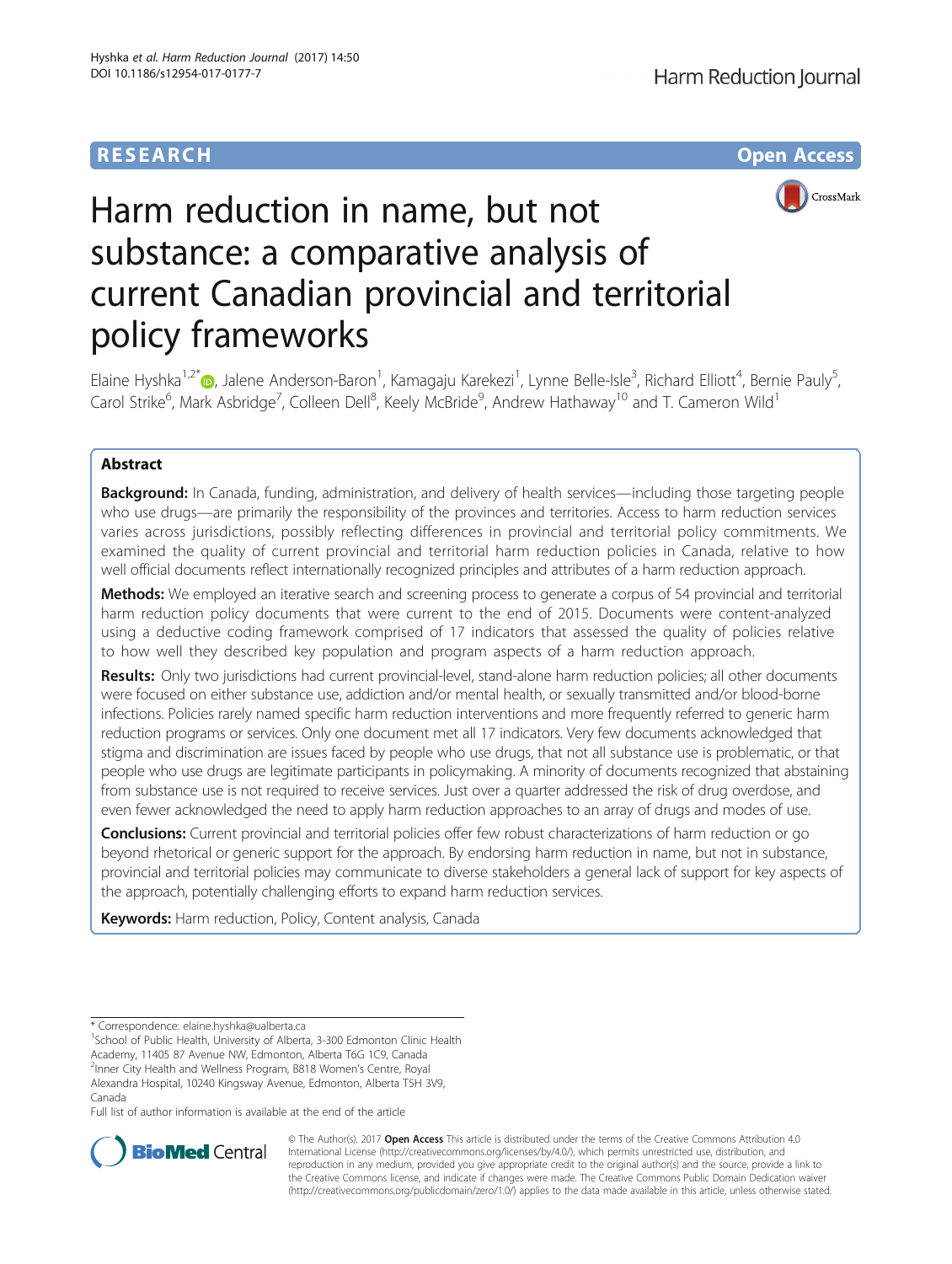**RESEARCH** **Open Access**

# Harm reduction in name, but not substance: a comparative analysis of current Canadian provincial and territorial policy frameworks

Elaine Hyshka[1,2*], Jalene Anderson-Baron[1], Kamagaju Karekezi[1], Lynne Belle-Isle[3], Richard Elliott[4], Bernie Pauly[5], Carol Strike[6], Mark Asbridge[7], Colleen Dell[8], Keely McBride[9], Andrew Hathaway[10] and T. Cameron Wild[1]

## Abstract

**Background:** In Canada, funding, administration, and delivery of health services—including those targeting people who use drugs—are primarily the responsibility of the provinces and territories. Access to harm reduction services varies across jurisdictions, possibly reflecting differences in provincial and territorial policy commitments. We examined the quality of current provincial and territorial harm reduction policies in Canada, relative to how well official documents reflect internationally recognized principles and attributes of a harm reduction approach.

**Methods:** We employed an iterative search and screening process to generate a corpus of 54 provincial and territorial harm reduction policy documents that were current to the end of 2015. Documents were content-analyzed using a deductive coding framework comprised of 17 indicators that assessed the quality of policies relative to how well they described key population and program aspects of a harm reduction approach.

**Results:** Only two jurisdictions had current provincial-level, stand-alone harm reduction policies; all other documents were focused on either substance use, addiction and/or mental health, or sexually transmitted and/or blood-borne infections. Policies rarely named specific harm reduction interventions and more frequently referred to generic harm reduction programs or services. Only one document met all 17 indicators. Very few documents acknowledged that stigma and discrimination are issues faced by people who use drugs, that not all substance use is problematic, or that people who use drugs are legitimate participants in policymaking. A minority of documents recognized that abstaining from substance use is not required to receive services. Just over a quarter addressed the risk of drug overdose, and even fewer acknowledged the need to apply harm reduction approaches to an array of drugs and modes of use.

**Conclusions:** Current provincial and territorial policies offer few robust characterizations of harm reduction or go beyond rhetorical or generic support for the approach. By endorsing harm reduction in name, but not in substance, provincial and territorial policies may communicate to diverse stakeholders a general lack of support for key aspects of the approach, potentially challenging efforts to expand harm reduction services.

**Keywords:** Harm reduction, Policy, Content analysis, Canada

---

\* Correspondence: elaine.hyshka@ualberta.ca
[1]School of Public Health, University of Alberta, 3-300 Edmonton Clinic Health Academy, 11405 87 Avenue NW, Edmonton, Alberta T6G 1C9, Canada
[2]Inner City Health and Wellness Program, B818 Women's Centre, Royal Alexandra Hospital, 10240 Kingsway Avenue, Edmonton, Alberta T5H 3V9, Canada
Full list of author information is available at the end of the article

© The Author(s). 2017 **Open Access** This article is distributed under the terms of the Creative Commons Attribution 4.0 International License (http://creativecommons.org/licenses/by/4.0/), which permits unrestricted use, distribution, and reproduction in any medium, provided you give appropriate credit to the original author(s) and the source, provide a link to the Creative Commons license, and indicate if changes were made. The Creative Commons Public Domain Dedication waiver (http://creativecommons.org/publicdomain/zero/1.0/) applies to the data made available in this article, unless otherwise stated.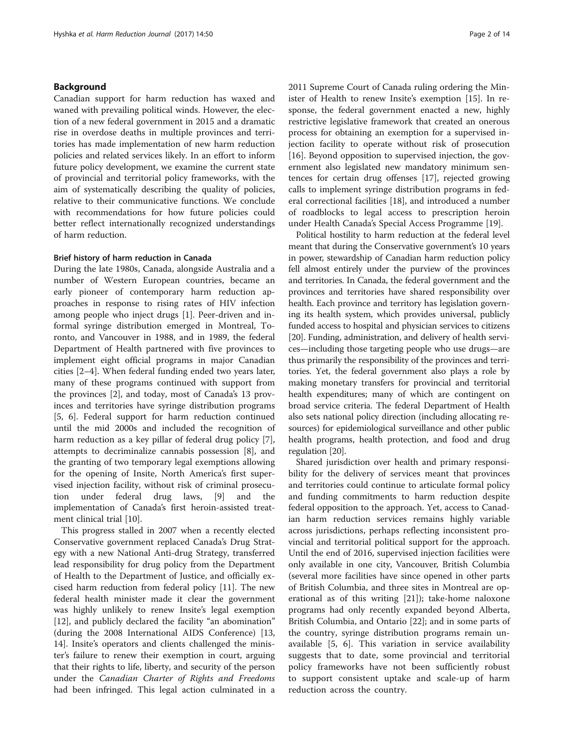## Background

Canadian support for harm reduction has waxed and waned with prevailing political winds. However, the election of a new federal government in 2015 and a dramatic rise in overdose deaths in multiple provinces and territories has made implementation of new harm reduction policies and related services likely. In an effort to inform future policy development, we examine the current state of provincial and territorial policy frameworks, with the aim of systematically describing the quality of policies, relative to their communicative functions. We conclude with recommendations for how future policies could better reflect internationally recognized understandings of harm reduction.

### Brief history of harm reduction in Canada

During the late 1980s, Canada, alongside Australia and a number of Western European countries, became an early pioneer of contemporary harm reduction approaches in response to rising rates of HIV infection among people who inject drugs [1]. Peer-driven and informal syringe distribution emerged in Montreal, Toronto, and Vancouver in 1988, and in 1989, the federal Department of Health partnered with five provinces to implement eight official programs in major Canadian cities [2–4]. When federal funding ended two years later, many of these programs continued with support from the provinces [2], and today, most of Canada's 13 provinces and territories have syringe distribution programs [5, 6]. Federal support for harm reduction continued until the mid 2000s and included the recognition of harm reduction as a key pillar of federal drug policy [7], attempts to decriminalize cannabis possession [8], and the granting of two temporary legal exemptions allowing for the opening of Insite, North America's first supervised injection facility, without risk of criminal prosecution under federal drug laws, [9] and the implementation of Canada's first heroin-assisted treatment clinical trial [10].

This progress stalled in 2007 when a recently elected Conservative government replaced Canada's Drug Strategy with a new National Anti-drug Strategy, transferred lead responsibility for drug policy from the Department of Health to the Department of Justice, and officially excised harm reduction from federal policy [11]. The new federal health minister made it clear the government was highly unlikely to renew Insite's legal exemption [12], and publicly declared the facility "an abomination" (during the 2008 International AIDS Conference) [13, 14]. Insite's operators and clients challenged the minister's failure to renew their exemption in court, arguing that their rights to life, liberty, and security of the person under the *Canadian Charter of Rights and Freedoms* had been infringed. This legal action culminated in a 2011 Supreme Court of Canada ruling ordering the Minister of Health to renew Insite's exemption [15]. In response, the federal government enacted a new, highly restrictive legislative framework that created an onerous process for obtaining an exemption for a supervised injection facility to operate without risk of prosecution [16]. Beyond opposition to supervised injection, the government also legislated new mandatory minimum sentences for certain drug offenses [17], rejected growing calls to implement syringe distribution programs in federal correctional facilities [18], and introduced a number of roadblocks to legal access to prescription heroin under Health Canada's Special Access Programme [19].

Political hostility to harm reduction at the federal level meant that during the Conservative government's 10 years in power, stewardship of Canadian harm reduction policy fell almost entirely under the purview of the provinces and territories. In Canada, the federal government and the provinces and territories have shared responsibility over health. Each province and territory has legislation governing its health system, which provides universal, publicly funded access to hospital and physician services to citizens [20]. Funding, administration, and delivery of health services—including those targeting people who use drugs—are thus primarily the responsibility of the provinces and territories. Yet, the federal government also plays a role by making monetary transfers for provincial and territorial health expenditures; many of which are contingent on broad service criteria. The federal Department of Health also sets national policy direction (including allocating resources) for epidemiological surveillance and other public health programs, health protection, and food and drug regulation [20].

Shared jurisdiction over health and primary responsibility for the delivery of services meant that provinces and territories could continue to articulate formal policy and funding commitments to harm reduction despite federal opposition to the approach. Yet, access to Canadian harm reduction services remains highly variable across jurisdictions, perhaps reflecting inconsistent provincial and territorial political support for the approach. Until the end of 2016, supervised injection facilities were only available in one city, Vancouver, British Columbia (several more facilities have since opened in other parts of British Columbia, and three sites in Montreal are operational as of this writing [21]); take-home naloxone programs had only recently expanded beyond Alberta, British Columbia, and Ontario [22]; and in some parts of the country, syringe distribution programs remain unavailable [5, 6]. This variation in service availability suggests that to date, some provincial and territorial policy frameworks have not been sufficiently robust to support consistent uptake and scale-up of harm reduction across the country.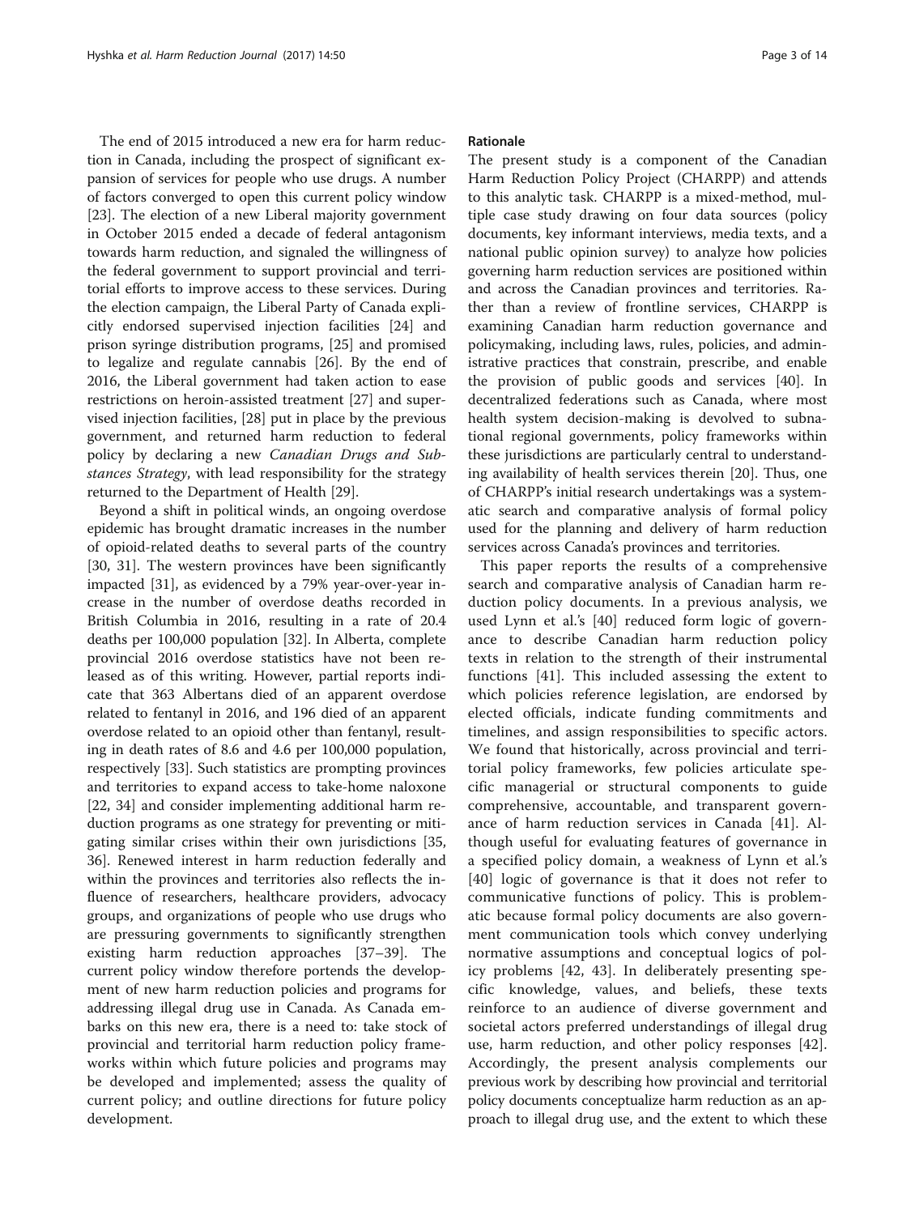The end of 2015 introduced a new era for harm reduction in Canada, including the prospect of significant expansion of services for people who use drugs. A number of factors converged to open this current policy window [23]. The election of a new Liberal majority government in October 2015 ended a decade of federal antagonism towards harm reduction, and signaled the willingness of the federal government to support provincial and territorial efforts to improve access to these services. During the election campaign, the Liberal Party of Canada explicitly endorsed supervised injection facilities [24] and prison syringe distribution programs, [25] and promised to legalize and regulate cannabis [26]. By the end of 2016, the Liberal government had taken action to ease restrictions on heroin-assisted treatment [27] and supervised injection facilities, [28] put in place by the previous government, and returned harm reduction to federal policy by declaring a new *Canadian Drugs and Substances Strategy*, with lead responsibility for the strategy returned to the Department of Health [29].

Beyond a shift in political winds, an ongoing overdose epidemic has brought dramatic increases in the number of opioid-related deaths to several parts of the country [30, 31]. The western provinces have been significantly impacted [31], as evidenced by a 79% year-over-year increase in the number of overdose deaths recorded in British Columbia in 2016, resulting in a rate of 20.4 deaths per 100,000 population [32]. In Alberta, complete provincial 2016 overdose statistics have not been released as of this writing. However, partial reports indicate that 363 Albertans died of an apparent overdose related to fentanyl in 2016, and 196 died of an apparent overdose related to an opioid other than fentanyl, resulting in death rates of 8.6 and 4.6 per 100,000 population, respectively [33]. Such statistics are prompting provinces and territories to expand access to take-home naloxone [22, 34] and consider implementing additional harm reduction programs as one strategy for preventing or mitigating similar crises within their own jurisdictions [35, 36]. Renewed interest in harm reduction federally and within the provinces and territories also reflects the influence of researchers, healthcare providers, advocacy groups, and organizations of people who use drugs who are pressuring governments to significantly strengthen existing harm reduction approaches [37–39]. The current policy window therefore portends the development of new harm reduction policies and programs for addressing illegal drug use in Canada. As Canada embarks on this new era, there is a need to: take stock of provincial and territorial harm reduction policy frameworks within which future policies and programs may be developed and implemented; assess the quality of current policy; and outline directions for future policy development.

## Rationale

The present study is a component of the Canadian Harm Reduction Policy Project (CHARPP) and attends to this analytic task. CHARPP is a mixed-method, multiple case study drawing on four data sources (policy documents, key informant interviews, media texts, and a national public opinion survey) to analyze how policies governing harm reduction services are positioned within and across the Canadian provinces and territories. Rather than a review of frontline services, CHARPP is examining Canadian harm reduction governance and policymaking, including laws, rules, policies, and administrative practices that constrain, prescribe, and enable the provision of public goods and services [40]. In decentralized federations such as Canada, where most health system decision-making is devolved to subnational regional governments, policy frameworks within these jurisdictions are particularly central to understanding availability of health services therein [20]. Thus, one of CHARPP's initial research undertakings was a systematic search and comparative analysis of formal policy used for the planning and delivery of harm reduction services across Canada's provinces and territories.

This paper reports the results of a comprehensive search and comparative analysis of Canadian harm reduction policy documents. In a previous analysis, we used Lynn et al.'s [40] reduced form logic of governance to describe Canadian harm reduction policy texts in relation to the strength of their instrumental functions [41]. This included assessing the extent to which policies reference legislation, are endorsed by elected officials, indicate funding commitments and timelines, and assign responsibilities to specific actors. We found that historically, across provincial and territorial policy frameworks, few policies articulate specific managerial or structural components to guide comprehensive, accountable, and transparent governance of harm reduction services in Canada [41]. Although useful for evaluating features of governance in a specified policy domain, a weakness of Lynn et al.'s [40] logic of governance is that it does not refer to communicative functions of policy. This is problematic because formal policy documents are also government communication tools which convey underlying normative assumptions and conceptual logics of policy problems [42, 43]. In deliberately presenting specific knowledge, values, and beliefs, these texts reinforce to an audience of diverse government and societal actors preferred understandings of illegal drug use, harm reduction, and other policy responses [42]. Accordingly, the present analysis complements our previous work by describing how provincial and territorial policy documents conceptualize harm reduction as an approach to illegal drug use, and the extent to which these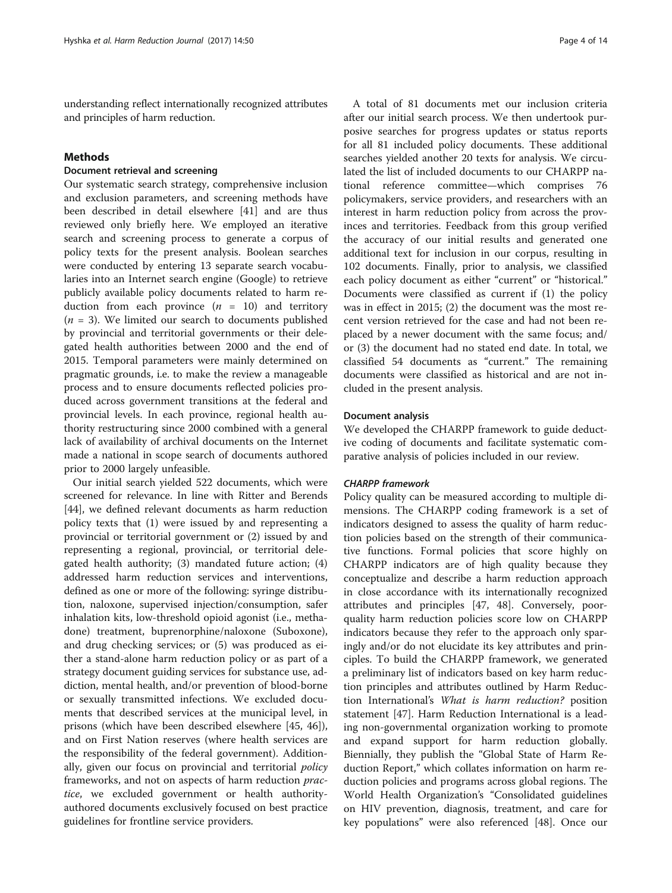understanding reflect internationally recognized attributes and principles of harm reduction.

## Methods

### Document retrieval and screening

Our systematic search strategy, comprehensive inclusion and exclusion parameters, and screening methods have been described in detail elsewhere [41] and are thus reviewed only briefly here. We employed an iterative search and screening process to generate a corpus of policy texts for the present analysis. Boolean searches were conducted by entering 13 separate search vocabularies into an Internet search engine (Google) to retrieve publicly available policy documents related to harm reduction from each province ($n$ = 10) and territory ($n$ = 3). We limited our search to documents published by provincial and territorial governments or their delegated health authorities between 2000 and the end of 2015. Temporal parameters were mainly determined on pragmatic grounds, i.e. to make the review a manageable process and to ensure documents reflected policies produced across government transitions at the federal and provincial levels. In each province, regional health authority restructuring since 2000 combined with a general lack of availability of archival documents on the Internet made a national in scope search of documents authored prior to 2000 largely unfeasible.

Our initial search yielded 522 documents, which were screened for relevance. In line with Ritter and Berends [44], we defined relevant documents as harm reduction policy texts that (1) were issued by and representing a provincial or territorial government or (2) issued by and representing a regional, provincial, or territorial delegated health authority; (3) mandated future action; (4) addressed harm reduction services and interventions, defined as one or more of the following: syringe distribution, naloxone, supervised injection/consumption, safer inhalation kits, low-threshold opioid agonist (i.e., methadone) treatment, buprenorphine/naloxone (Suboxone), and drug checking services; or (5) was produced as either a stand-alone harm reduction policy or as part of a strategy document guiding services for substance use, addiction, mental health, and/or prevention of blood-borne or sexually transmitted infections. We excluded documents that described services at the municipal level, in prisons (which have been described elsewhere [45, 46]), and on First Nation reserves (where health services are the responsibility of the federal government). Additionally, given our focus on provincial and territorial *policy* frameworks, and not on aspects of harm reduction *practice*, we excluded government or health authority-authored documents exclusively focused on best practice guidelines for frontline service providers.

A total of 81 documents met our inclusion criteria after our initial search process. We then undertook purposive searches for progress updates or status reports for all 81 included policy documents. These additional searches yielded another 20 texts for analysis. We circulated the list of included documents to our CHARPP national reference committee—which comprises 76 policymakers, service providers, and researchers with an interest in harm reduction policy from across the provinces and territories. Feedback from this group verified the accuracy of our initial results and generated one additional text for inclusion in our corpus, resulting in 102 documents. Finally, prior to analysis, we classified each policy document as either "current" or "historical." Documents were classified as current if (1) the policy was in effect in 2015; (2) the document was the most recent version retrieved for the case and had not been replaced by a newer document with the same focus; and/or (3) the document had no stated end date. In total, we classified 54 documents as "current." The remaining documents were classified as historical and are not included in the present analysis.

### Document analysis

We developed the CHARPP framework to guide deductive coding of documents and facilitate systematic comparative analysis of policies included in our review.

#### *CHARPP framework*

Policy quality can be measured according to multiple dimensions. The CHARPP coding framework is a set of indicators designed to assess the quality of harm reduction policies based on the strength of their communicative functions. Formal policies that score highly on CHARPP indicators are of high quality because they conceptualize and describe a harm reduction approach in close accordance with its internationally recognized attributes and principles [47, 48]. Conversely, poor-quality harm reduction policies score low on CHARPP indicators because they refer to the approach only sparingly and/or do not elucidate its key attributes and principles. To build the CHARPP framework, we generated a preliminary list of indicators based on key harm reduction principles and attributes outlined by Harm Reduction International's *What is harm reduction?* position statement [47]. Harm Reduction International is a leading non-governmental organization working to promote and expand support for harm reduction globally. Biennially, they publish the "Global State of Harm Reduction Report," which collates information on harm reduction policies and programs across global regions. The World Health Organization's "Consolidated guidelines on HIV prevention, diagnosis, treatment, and care for key populations" were also referenced [48]. Once our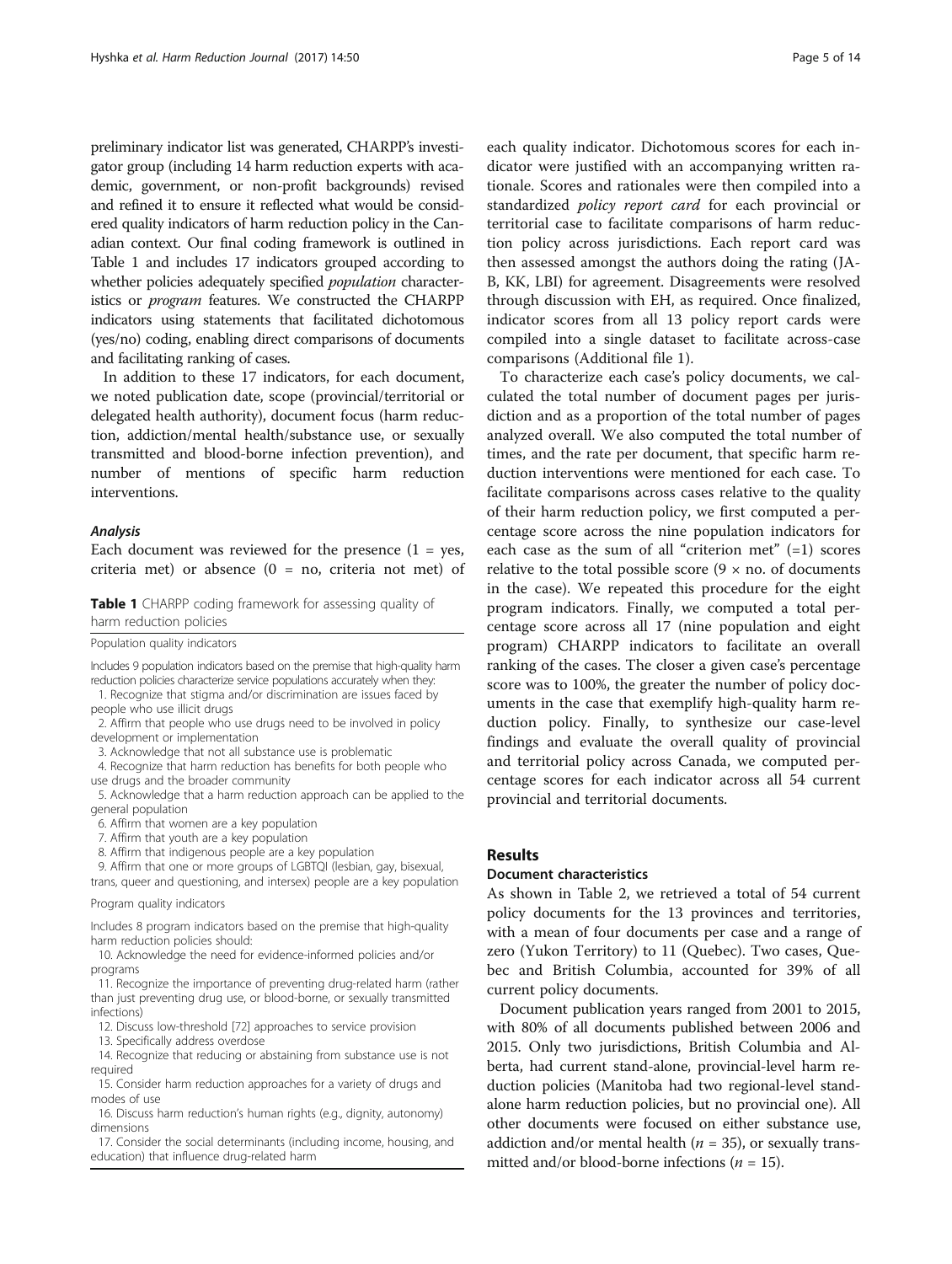preliminary indicator list was generated, CHARPP's investigator group (including 14 harm reduction experts with academic, government, or non-profit backgrounds) revised and refined it to ensure it reflected what would be considered quality indicators of harm reduction policy in the Canadian context. Our final coding framework is outlined in Table 1 and includes 17 indicators grouped according to whether policies adequately specified *population* characteristics or *program* features. We constructed the CHARPP indicators using statements that facilitated dichotomous (yes/no) coding, enabling direct comparisons of documents and facilitating ranking of cases.

In addition to these 17 indicators, for each document, we noted publication date, scope (provincial/territorial or delegated health authority), document focus (harm reduction, addiction/mental health/substance use, or sexually transmitted and blood-borne infection prevention), and number of mentions of specific harm reduction interventions.

### *Analysis*

Each document was reviewed for the presence (1 = yes, criteria met) or absence (0 = no, criteria not met) of each quality indicator. Dichotomous scores for each indicator were justified with an accompanying written rationale. Scores and rationales were then compiled into a standardized *policy report card* for each provincial or territorial case to facilitate comparisons of harm reduction policy across jurisdictions. Each report card was then assessed amongst the authors doing the rating (JA-B, KK, LBI) for agreement. Disagreements were resolved through discussion with EH, as required. Once finalized, indicator scores from all 13 policy report cards were compiled into a single dataset to facilitate across-case comparisons (Additional file 1).

To characterize each case's policy documents, we calculated the total number of document pages per jurisdiction and as a proportion of the total number of pages analyzed overall. We also computed the total number of times, and the rate per document, that specific harm reduction interventions were mentioned for each case. To facilitate comparisons across cases relative to the quality of their harm reduction policy, we first computed a percentage score across the nine population indicators for each case as the sum of all "criterion met" (=1) scores relative to the total possible score (9 × no. of documents in the case). We repeated this procedure for the eight program indicators. Finally, we computed a total percentage score across all 17 (nine population and eight program) CHARPP indicators to facilitate an overall ranking of the cases. The closer a given case's percentage score was to 100%, the greater the number of policy documents in the case that exemplify high-quality harm reduction policy. Finally, to synthesize our case-level findings and evaluate the overall quality of provincial and territorial policy across Canada, we computed percentage scores for each indicator across all 54 current provincial and territorial documents.

**Table 1** CHARPP coding framework for assessing quality of harm reduction policies

| Population quality indicators |
|---|
| Includes 9 population indicators based on the premise that high-quality harm reduction policies characterize service populations accurately when they: |
| 1. Recognize that stigma and/or discrimination are issues faced by people who use illicit drugs |
| 2. Affirm that people who use drugs need to be involved in policy development or implementation |
| 3. Acknowledge that not all substance use is problematic |
| 4. Recognize that harm reduction has benefits for both people who use drugs and the broader community |
| 5. Acknowledge that a harm reduction approach can be applied to the general population |
| 6. Affirm that women are a key population |
| 7. Affirm that youth are a key population |
| 8. Affirm that indigenous people are a key population |
| 9. Affirm that one or more groups of LGBTQI (lesbian, gay, bisexual, trans, queer and questioning, and intersex) people are a key population |
| **Program quality indicators** |
| Includes 8 program indicators based on the premise that high-quality harm reduction policies should: |
| 10. Acknowledge the need for evidence-informed policies and/or programs |
| 11. Recognize the importance of preventing drug-related harm (rather than just preventing drug use, or blood-borne, or sexually transmitted infections) |
| 12. Discuss low-threshold [72] approaches to service provision |
| 13. Specifically address overdose |
| 14. Recognize that reducing or abstaining from substance use is not required |
| 15. Consider harm reduction approaches for a variety of drugs and modes of use |
| 16. Discuss harm reduction's human rights (e.g., dignity, autonomy) dimensions |
| 17. Consider the social determinants (including income, housing, and education) that influence drug-related harm |

## Results

### Document characteristics

As shown in Table 2, we retrieved a total of 54 current policy documents for the 13 provinces and territories, with a mean of four documents per case and a range of zero (Yukon Territory) to 11 (Quebec). Two cases, Quebec and British Columbia, accounted for 39% of all current policy documents.

Document publication years ranged from 2001 to 2015, with 80% of all documents published between 2006 and 2015. Only two jurisdictions, British Columbia and Alberta, had current stand-alone, provincial-level harm reduction policies (Manitoba had two regional-level stand-alone harm reduction policies, but no provincial one). All other documents were focused on either substance use, addiction and/or mental health ($n = 35$), or sexually transmitted and/or blood-borne infections ($n = 15$).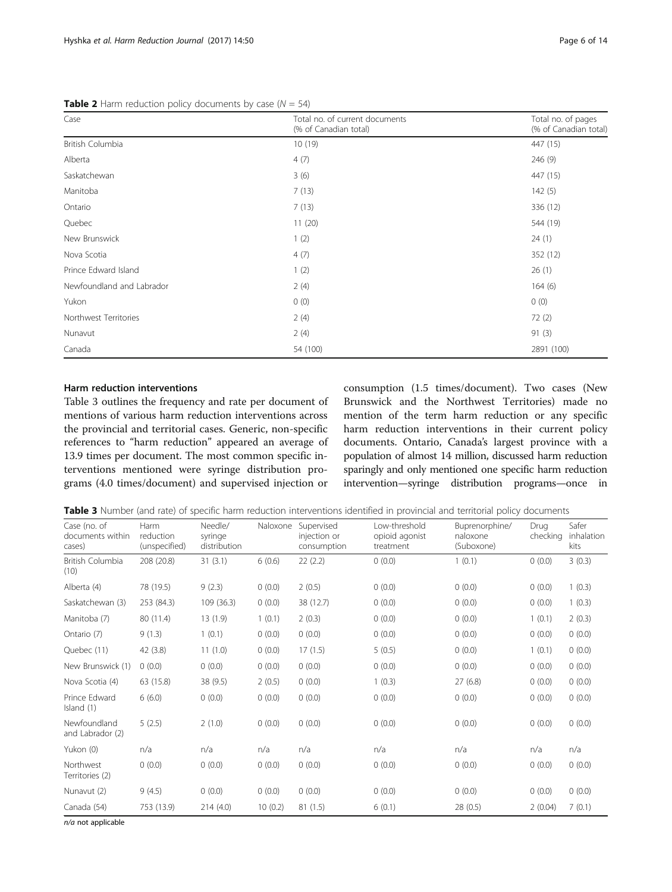**Table 2** Harm reduction policy documents by case (*N* = 54)

| Case | Total no. of current documents (% of Canadian total) | Total no. of pages (% of Canadian total) |
|---|---|---|
| British Columbia | 10 (19) | 447 (15) |
| Alberta | 4 (7) | 246 (9) |
| Saskatchewan | 3 (6) | 447 (15) |
| Manitoba | 7 (13) | 142 (5) |
| Ontario | 7 (13) | 336 (12) |
| Quebec | 11 (20) | 544 (19) |
| New Brunswick | 1 (2) | 24 (1) |
| Nova Scotia | 4 (7) | 352 (12) |
| Prince Edward Island | 1 (2) | 26 (1) |
| Newfoundland and Labrador | 2 (4) | 164 (6) |
| Yukon | 0 (0) | 0 (0) |
| Northwest Territories | 2 (4) | 72 (2) |
| Nunavut | 2 (4) | 91 (3) |
| Canada | 54 (100) | 2891 (100) |

### Harm reduction interventions

Table 3 outlines the frequency and rate per document of mentions of various harm reduction interventions across the provincial and territorial cases. Generic, non-specific references to "harm reduction" appeared an average of 13.9 times per document. The most common specific interventions mentioned were syringe distribution programs (4.0 times/document) and supervised injection or consumption (1.5 times/document). Two cases (New Brunswick and the Northwest Territories) made no mention of the term harm reduction or any specific harm reduction interventions in their current policy documents. Ontario, Canada's largest province with a population of almost 14 million, discussed harm reduction sparingly and only mentioned one specific harm reduction intervention—syringe distribution programs—once in

**Table 3** Number (and rate) of specific harm reduction interventions identified in provincial and territorial policy documents

| Case (no. of documents within cases) | Harm reduction (unspecified) | Needle/ syringe distribution | Naloxone | Supervised injection or consumption | Low-threshold opioid agonist treatment | Buprenorphine/ naloxone (Suboxone) | Drug checking | Safer inhalation kits |
|---|---|---|---|---|---|---|---|---|
| British Columbia (10) | 208 (20.8) | 31 (3.1) | 6 (0.6) | 22 (2.2) | 0 (0.0) | 1 (0.1) | 0 (0.0) | 3 (0.3) |
| Alberta (4) | 78 (19.5) | 9 (2.3) | 0 (0.0) | 2 (0.5) | 0 (0.0) | 0 (0.0) | 0 (0.0) | 1 (0.3) |
| Saskatchewan (3) | 253 (84.3) | 109 (36.3) | 0 (0.0) | 38 (12.7) | 0 (0.0) | 0 (0.0) | 0 (0.0) | 1 (0.3) |
| Manitoba (7) | 80 (11.4) | 13 (1.9) | 1 (0.1) | 2 (0.3) | 0 (0.0) | 0 (0.0) | 1 (0.1) | 2 (0.3) |
| Ontario (7) | 9 (1.3) | 1 (0.1) | 0 (0.0) | 0 (0.0) | 0 (0.0) | 0 (0.0) | 0 (0.0) | 0 (0.0) |
| Quebec (11) | 42 (3.8) | 11 (1.0) | 0 (0.0) | 17 (1.5) | 5 (0.5) | 0 (0.0) | 1 (0.1) | 0 (0.0) |
| New Brunswick (1) | 0 (0.0) | 0 (0.0) | 0 (0.0) | 0 (0.0) | 0 (0.0) | 0 (0.0) | 0 (0.0) | 0 (0.0) |
| Nova Scotia (4) | 63 (15.8) | 38 (9.5) | 2 (0.5) | 0 (0.0) | 1 (0.3) | 27 (6.8) | 0 (0.0) | 0 (0.0) |
| Prince Edward Island (1) | 6 (6.0) | 0 (0.0) | 0 (0.0) | 0 (0.0) | 0 (0.0) | 0 (0.0) | 0 (0.0) | 0 (0.0) |
| Newfoundland and Labrador (2) | 5 (2.5) | 2 (1.0) | 0 (0.0) | 0 (0.0) | 0 (0.0) | 0 (0.0) | 0 (0.0) | 0 (0.0) |
| Yukon (0) | n/a | n/a | n/a | n/a | n/a | n/a | n/a | n/a |
| Northwest Territories (2) | 0 (0.0) | 0 (0.0) | 0 (0.0) | 0 (0.0) | 0 (0.0) | 0 (0.0) | 0 (0.0) | 0 (0.0) |
| Nunavut (2) | 9 (4.5) | 0 (0.0) | 0 (0.0) | 0 (0.0) | 0 (0.0) | 0 (0.0) | 0 (0.0) | 0 (0.0) |
| Canada (54) | 753 (13.9) | 214 (4.0) | 10 (0.2) | 81 (1.5) | 6 (0.1) | 28 (0.5) | 2 (0.04) | 7 (0.1) |

*n/a* not applicable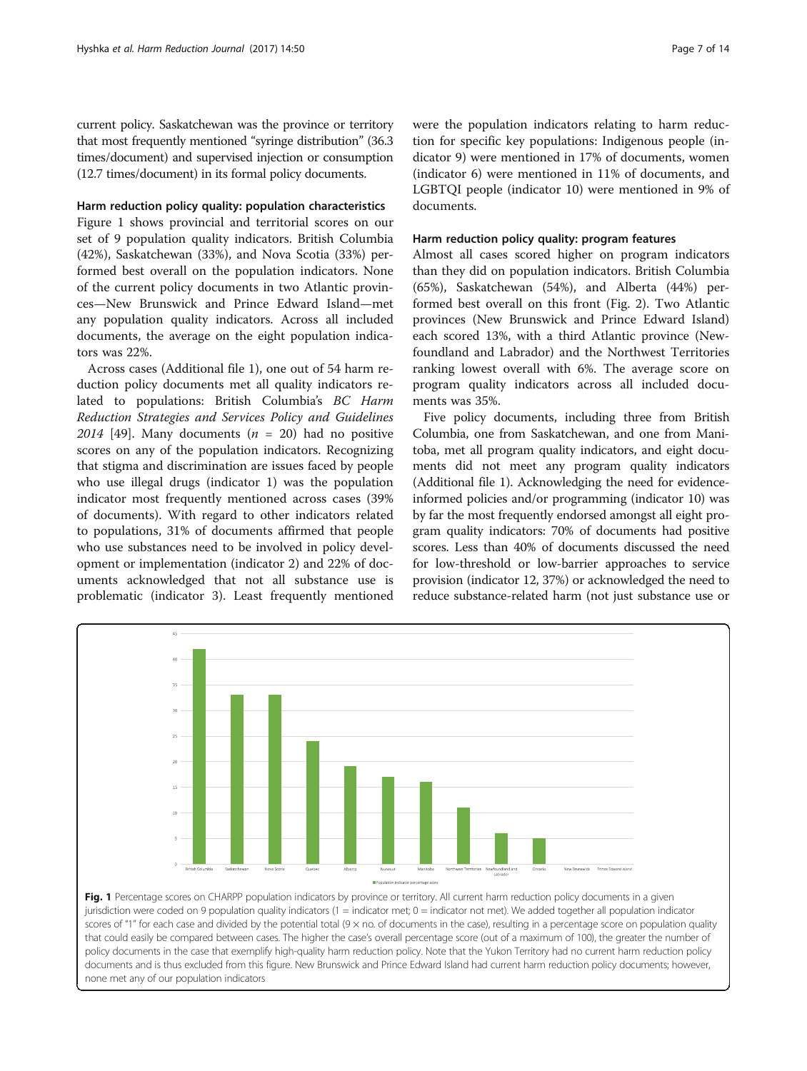current policy. Saskatchewan was the province or territory that most frequently mentioned "syringe distribution" (36.3 times/document) and supervised injection or consumption (12.7 times/document) in its formal policy documents.

### Harm reduction policy quality: population characteristics

Figure 1 shows provincial and territorial scores on our set of 9 population quality indicators. British Columbia (42%), Saskatchewan (33%), and Nova Scotia (33%) performed best overall on the population indicators. None of the current policy documents in two Atlantic provinces—New Brunswick and Prince Edward Island—met any population quality indicators. Across all included documents, the average on the eight population indicators was 22%.

Across cases (Additional file 1), one out of 54 harm reduction policy documents met all quality indicators related to populations: British Columbia's *BC Harm Reduction Strategies and Services Policy and Guidelines 2014* [49]. Many documents ($n = 20$) had no positive scores on any of the population indicators. Recognizing that stigma and discrimination are issues faced by people who use illegal drugs (indicator 1) was the population indicator most frequently mentioned across cases (39% of documents). With regard to other indicators related to populations, 31% of documents affirmed that people who use substances need to be involved in policy development or implementation (indicator 2) and 22% of documents acknowledged that not all substance use is problematic (indicator 3). Least frequently mentioned were the population indicators relating to harm reduction for specific key populations: Indigenous people (indicator 9) were mentioned in 17% of documents, women (indicator 6) were mentioned in 11% of documents, and LGBTQI people (indicator 10) were mentioned in 9% of documents.

### Harm reduction policy quality: program features

Almost all cases scored higher on program indicators than they did on population indicators. British Columbia (65%), Saskatchewan (54%), and Alberta (44%) performed best overall on this front (Fig. 2). Two Atlantic provinces (New Brunswick and Prince Edward Island) each scored 13%, with a third Atlantic province (Newfoundland and Labrador) and the Northwest Territories ranking lowest overall with 6%. The average score on program quality indicators across all included documents was 35%.

Five policy documents, including three from British Columbia, one from Saskatchewan, and one from Manitoba, met all program quality indicators, and eight documents did not meet any program quality indicators (Additional file 1). Acknowledging the need for evidence-informed policies and/or programming (indicator 10) was by far the most frequently endorsed amongst all eight program quality indicators: 70% of documents had positive scores. Less than 40% of documents discussed the need for low-threshold or low-barrier approaches to service provision (indicator 12, 37%) or acknowledged the need to reduce substance-related harm (not just substance use or

**Fig. 1** Percentage scores on CHARPP population indicators by province or territory. All current harm reduction policy documents in a given jurisdiction were coded on 9 population quality indicators (1 = indicator met; 0 = indicator not met). We added together all population indicator scores of "1" for each case and divided by the potential total (9 × no. of documents in the case), resulting in a percentage score on population quality that could easily be compared between cases. The higher the case's overall percentage score (out of a maximum of 100), the greater the number of policy documents in the case that exemplify high-quality harm reduction policy. Note that the Yukon Territory had no current harm reduction policy documents and is thus excluded from this figure. New Brunswick and Prince Edward Island had current harm reduction policy documents; however, none met any of our population indicators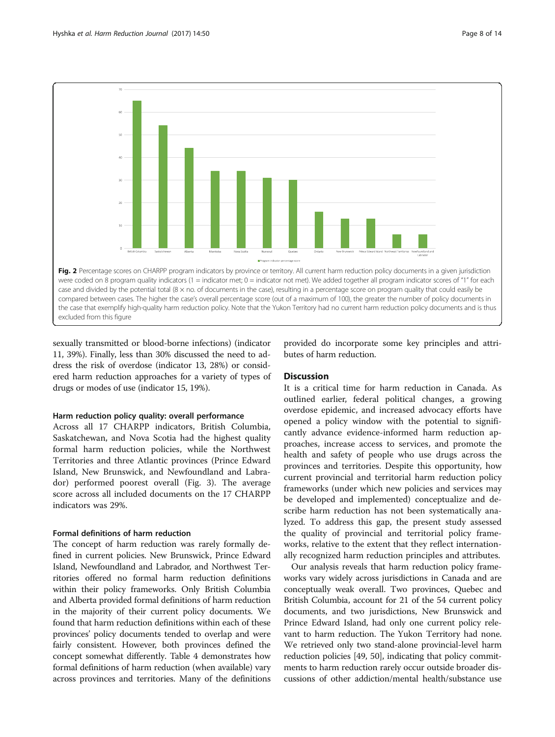70

60

50

40

30

20

10

0

British Columbia
Saskatchewan
Alberta
Manitoba
Nova Scotia
Nunavut
Quebec
Ontario
New Brunswick
Prince Edward Island
Northwest Territories
Newfoundland and Labrador

■ Program indicator percentage score

**Fig. 2** Percentage scores on CHARPP program indicators by province or territory. All current harm reduction policy documents in a given jurisdiction were coded on 8 program quality indicators (1 = indicator met; 0 = indicator not met). We added together all program indicator scores of "1" for each case and divided by the potential total (8 × no. of documents in the case), resulting in a percentage score on program quality that could easily be compared between cases. The higher the case's overall percentage score (out of a maximum of 100), the greater the number of policy documents in the case that exemplify high-quality harm reduction policy. Note that the Yukon Territory had no current harm reduction policy documents and is thus excluded from this figure

sexually transmitted or blood-borne infections) (indicator 11, 39%). Finally, less than 30% discussed the need to address the risk of overdose (indicator 13, 28%) or considered harm reduction approaches for a variety of types of drugs or modes of use (indicator 15, 19%).

### Harm reduction policy quality: overall performance

Across all 17 CHARPP indicators, British Columbia, Saskatchewan, and Nova Scotia had the highest quality formal harm reduction policies, while the Northwest Territories and three Atlantic provinces (Prince Edward Island, New Brunswick, and Newfoundland and Labrador) performed poorest overall (Fig. 3). The average score across all included documents on the 17 CHARPP indicators was 29%.

### Formal definitions of harm reduction

The concept of harm reduction was rarely formally defined in current policies. New Brunswick, Prince Edward Island, Newfoundland and Labrador, and Northwest Territories offered no formal harm reduction definitions within their policy frameworks. Only British Columbia and Alberta provided formal definitions of harm reduction in the majority of their current policy documents. We found that harm reduction definitions within each of these provinces' policy documents tended to overlap and were fairly consistent. However, both provinces defined the concept somewhat differently. Table 4 demonstrates how formal definitions of harm reduction (when available) vary across provinces and territories. Many of the definitions provided do incorporate some key principles and attributes of harm reduction.

## Discussion

It is a critical time for harm reduction in Canada. As outlined earlier, federal political changes, a growing overdose epidemic, and increased advocacy efforts have opened a policy window with the potential to significantly advance evidence-informed harm reduction approaches, increase access to services, and promote the health and safety of people who use drugs across the provinces and territories. Despite this opportunity, how current provincial and territorial harm reduction policy frameworks (under which new policies and services may be developed and implemented) conceptualize and describe harm reduction has not been systematically analyzed. To address this gap, the present study assessed the quality of provincial and territorial policy frameworks, relative to the extent that they reflect internationally recognized harm reduction principles and attributes.

Our analysis reveals that harm reduction policy frameworks vary widely across jurisdictions in Canada and are conceptually weak overall. Two provinces, Quebec and British Columbia, account for 21 of the 54 current policy documents, and two jurisdictions, New Brunswick and Prince Edward Island, had only one current policy relevant to harm reduction. The Yukon Territory had none. We retrieved only two stand-alone provincial-level harm reduction policies [49, 50], indicating that policy commitments to harm reduction rarely occur outside broader discussions of other addiction/mental health/substance use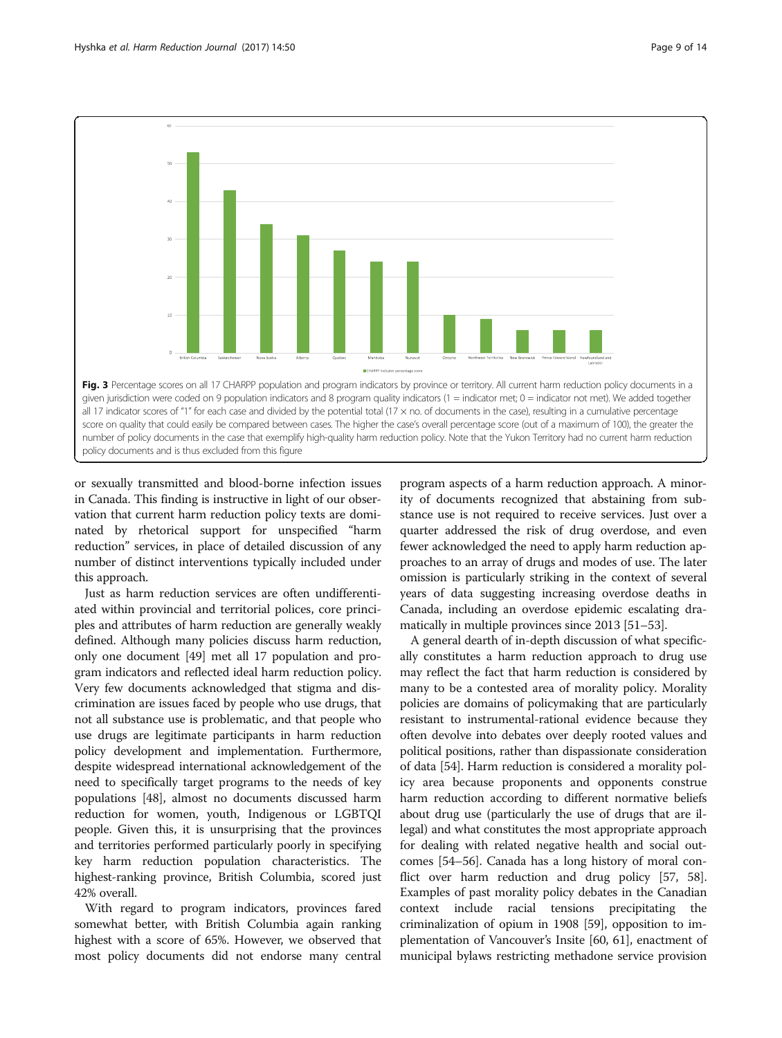**Fig. 3** Percentage scores on all 17 CHARPP population and program indicators by province or territory. All current harm reduction policy documents in a given jurisdiction were coded on 9 population indicators and 8 program quality indicators (1 = indicator met; 0 = indicator not met). We added together all 17 indicator scores of "1" for each case and divided by the potential total (17 × no. of documents in the case), resulting in a cumulative percentage score on quality that could easily be compared between cases. The higher the case's overall percentage score (out of a maximum of 100), the greater the number of policy documents in the case that exemplify high-quality harm reduction policy. Note that the Yukon Territory had no current harm reduction policy documents and is thus excluded from this figure

or sexually transmitted and blood-borne infection issues in Canada. This finding is instructive in light of our observation that current harm reduction policy texts are dominated by rhetorical support for unspecified "harm reduction" services, in place of detailed discussion of any number of distinct interventions typically included under this approach.

Just as harm reduction services are often undifferentiated within provincial and territorial polices, core principles and attributes of harm reduction are generally weakly defined. Although many policies discuss harm reduction, only one document [49] met all 17 population and program indicators and reflected ideal harm reduction policy. Very few documents acknowledged that stigma and discrimination are issues faced by people who use drugs, that not all substance use is problematic, and that people who use drugs are legitimate participants in harm reduction policy development and implementation. Furthermore, despite widespread international acknowledgement of the need to specifically target programs to the needs of key populations [48], almost no documents discussed harm reduction for women, youth, Indigenous or LGBTQI people. Given this, it is unsurprising that the provinces and territories performed particularly poorly in specifying key harm reduction population characteristics. The highest-ranking province, British Columbia, scored just 42% overall.

With regard to program indicators, provinces fared somewhat better, with British Columbia again ranking highest with a score of 65%. However, we observed that most policy documents did not endorse many central program aspects of a harm reduction approach. A minority of documents recognized that abstaining from substance use is not required to receive services. Just over a quarter addressed the risk of drug overdose, and even fewer acknowledged the need to apply harm reduction approaches to an array of drugs and modes of use. The later omission is particularly striking in the context of several years of data suggesting increasing overdose deaths in Canada, including an overdose epidemic escalating dramatically in multiple provinces since 2013 [51–53].

A general dearth of in-depth discussion of what specifically constitutes a harm reduction approach to drug use may reflect the fact that harm reduction is considered by many to be a contested area of morality policy. Morality policies are domains of policymaking that are particularly resistant to instrumental-rational evidence because they often devolve into debates over deeply rooted values and political positions, rather than dispassionate consideration of data [54]. Harm reduction is considered a morality policy area because proponents and opponents construe harm reduction according to different normative beliefs about drug use (particularly the use of drugs that are illegal) and what constitutes the most appropriate approach for dealing with related negative health and social outcomes [54–56]. Canada has a long history of moral conflict over harm reduction and drug policy [57, 58]. Examples of past morality policy debates in the Canadian context include racial tensions precipitating the criminalization of opium in 1908 [59], opposition to implementation of Vancouver's Insite [60, 61], enactment of municipal bylaws restricting methadone service provision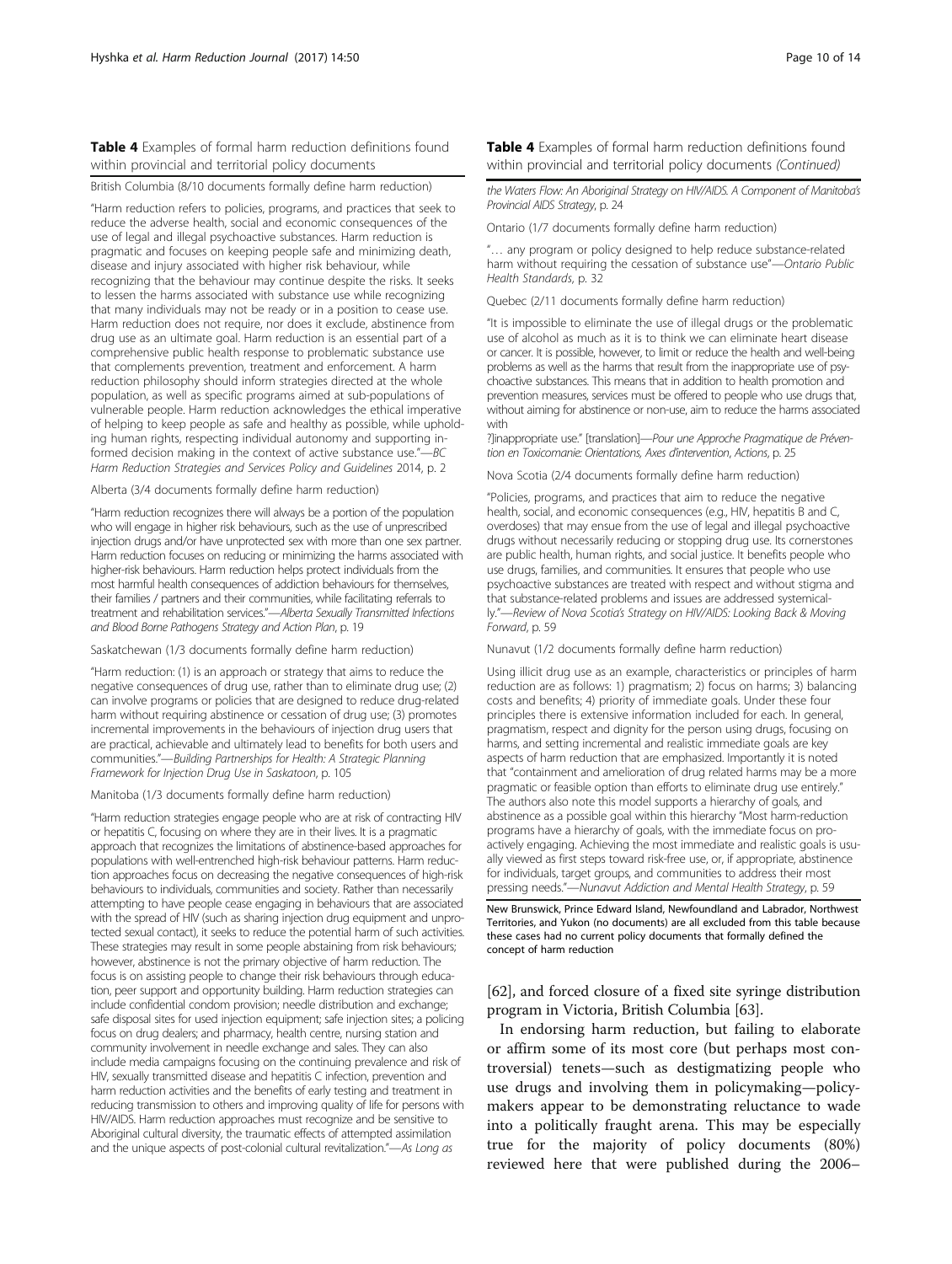**Table 4** Examples of formal harm reduction definitions found within provincial and territorial policy documents

British Columbia (8/10 documents formally define harm reduction)

"Harm reduction refers to policies, programs, and practices that seek to reduce the adverse health, social and economic consequences of the use of legal and illegal psychoactive substances. Harm reduction is pragmatic and focuses on keeping people safe and minimizing death, disease and injury associated with higher risk behaviour, while recognizing that the behaviour may continue despite the risks. It seeks to lessen the harms associated with substance use while recognizing that many individuals may not be ready or in a position to cease use. Harm reduction does not require, nor does it exclude, abstinence from drug use as an ultimate goal. Harm reduction is an essential part of a comprehensive public health response to problematic substance use that complements prevention, treatment and enforcement. A harm reduction philosophy should inform strategies directed at the whole population, as well as specific programs aimed at sub-populations of vulnerable people. Harm reduction acknowledges the ethical imperative of helping to keep people as safe and healthy as possible, while upholding human rights, respecting individual autonomy and supporting informed decision making in the context of active substance use."—*BC Harm Reduction Strategies and Services Policy and Guidelines* 2014, p. 2

Alberta (3/4 documents formally define harm reduction)

"Harm reduction recognizes there will always be a portion of the population who will engage in higher risk behaviours, such as the use of unprescribed injection drugs and/or have unprotected sex with more than one sex partner. Harm reduction focuses on reducing or minimizing the harms associated with higher-risk behaviours. Harm reduction helps protect individuals from the most harmful health consequences of addiction behaviours for themselves, their families / partners and their communities, while facilitating referrals to treatment and rehabilitation services."—*Alberta Sexually Transmitted Infections and Blood Borne Pathogens Strategy and Action Plan*, p. 19

Saskatchewan (1/3 documents formally define harm reduction)

"Harm reduction: (1) is an approach or strategy that aims to reduce the negative consequences of drug use, rather than to eliminate drug use; (2) can involve programs or policies that are designed to reduce drug-related harm without requiring abstinence or cessation of drug use; (3) promotes incremental improvements in the behaviours of injection drug users that are practical, achievable and ultimately lead to benefits for both users and communities."—*Building Partnerships for Health: A Strategic Planning Framework for Injection Drug Use in Saskatoon*, p. 105

Manitoba (1/3 documents formally define harm reduction)

"Harm reduction strategies engage people who are at risk of contracting HIV or hepatitis C, focusing on where they are in their lives. It is a pragmatic approach that recognizes the limitations of abstinence-based approaches for populations with well-entrenched high-risk behaviour patterns. Harm reduction approaches focus on decreasing the negative consequences of high-risk behaviours to individuals, communities and society. Rather than necessarily attempting to have people cease engaging in behaviours that are associated with the spread of HIV (such as sharing injection drug equipment and unprotected sexual contact), it seeks to reduce the potential harm of such activities. These strategies may result in some people abstaining from risk behaviours; however, abstinence is not the primary objective of harm reduction. The focus is on assisting people to change their risk behaviours through education, peer support and opportunity building. Harm reduction strategies can include confidential condom provision; needle distribution and exchange; safe disposal sites for used injection equipment; safe injection sites; a policing focus on drug dealers; and pharmacy, health centre, nursing station and community involvement in needle exchange and sales. They can also include media campaigns focusing on the continuing prevalence and risk of HIV, sexually transmitted disease and hepatitis C infection, prevention and harm reduction activities and the benefits of early testing and treatment in reducing transmission to others and improving quality of life for persons with HIV/AIDS. Harm reduction approaches must recognize and be sensitive to Aboriginal cultural diversity, the traumatic effects of attempted assimilation and the unique aspects of post-colonial cultural revitalization."—*As Long as the Waters Flow: An Aboriginal Strategy on HIV/AIDS. A Component of Manitoba's Provincial AIDS Strategy*, p. 24

Ontario (1/7 documents formally define harm reduction)

"… any program or policy designed to help reduce substance-related harm without requiring the cessation of substance use"—*Ontario Public Health Standards*, p. 32

Quebec (2/11 documents formally define harm reduction)

"It is impossible to eliminate the use of illegal drugs or the problematic use of alcohol as much as it is to think we can eliminate heart disease or cancer. It is possible, however, to limit or reduce the health and well-being problems as well as the harms that result from the inappropriate use of psychoactive substances. This means that in addition to health promotion and prevention measures, services must be offered to people who use drugs that, without aiming for abstinence or non-use, aim to reduce the harms associated with ?]inappropriate use." [translation]—*Pour une Approche Pragmatique de Prévention en Toxicomanie: Orientations, Axes d'intervention, Actions*, p. 25

Nova Scotia (2/4 documents formally define harm reduction)

"Policies, programs, and practices that aim to reduce the negative health, social, and economic consequences (e.g., HIV, hepatitis B and C, overdoses) that may ensue from the use of legal and illegal psychoactive drugs without necessarily reducing or stopping drug use. Its cornerstones are public health, human rights, and social justice. It benefits people who use drugs, families, and communities. It ensures that people who use psychoactive substances are treated with respect and without stigma and that substance-related problems and issues are addressed systemically."—*Review of Nova Scotia's Strategy on HIV/AIDS: Looking Back & Moving Forward*, p. 59

Nunavut (1/2 documents formally define harm reduction)

Using illicit drug use as an example, characteristics or principles of harm reduction are as follows: 1) pragmatism; 2) focus on harms; 3) balancing costs and benefits; 4) priority of immediate goals. Under these four principles there is extensive information included for each. In general, pragmatism, respect and dignity for the person using drugs, focusing on harms, and setting incremental and realistic immediate goals are key aspects of harm reduction that are emphasized. Importantly it is noted that "containment and amelioration of drug related harms may be a more pragmatic or feasible option than efforts to eliminate drug use entirely." The authors also note this model supports a hierarchy of goals, and abstinence as a possible goal within this hierarchy "Most harm-reduction programs have a hierarchy of goals, with the immediate focus on proactively engaging. Achieving the most immediate and realistic goals is usually viewed as first steps toward risk-free use, or, if appropriate, abstinence for individuals, target groups, and communities to address their most pressing needs."—*Nunavut Addiction and Mental Health Strategy*, p. 59

New Brunswick, Prince Edward Island, Newfoundland and Labrador, Northwest Territories, and Yukon (no documents) are all excluded from this table because these cases had no current policy documents that formally defined the concept of harm reduction

[62], and forced closure of a fixed site syringe distribution program in Victoria, British Columbia [63].

In endorsing harm reduction, but failing to elaborate or affirm some of its most core (but perhaps most controversial) tenets—such as destigmatizing people who use drugs and involving them in policymaking—policymakers appear to be demonstrating reluctance to wade into a politically fraught arena. This may be especially true for the majority of policy documents (80%) reviewed here that were published during the 2006–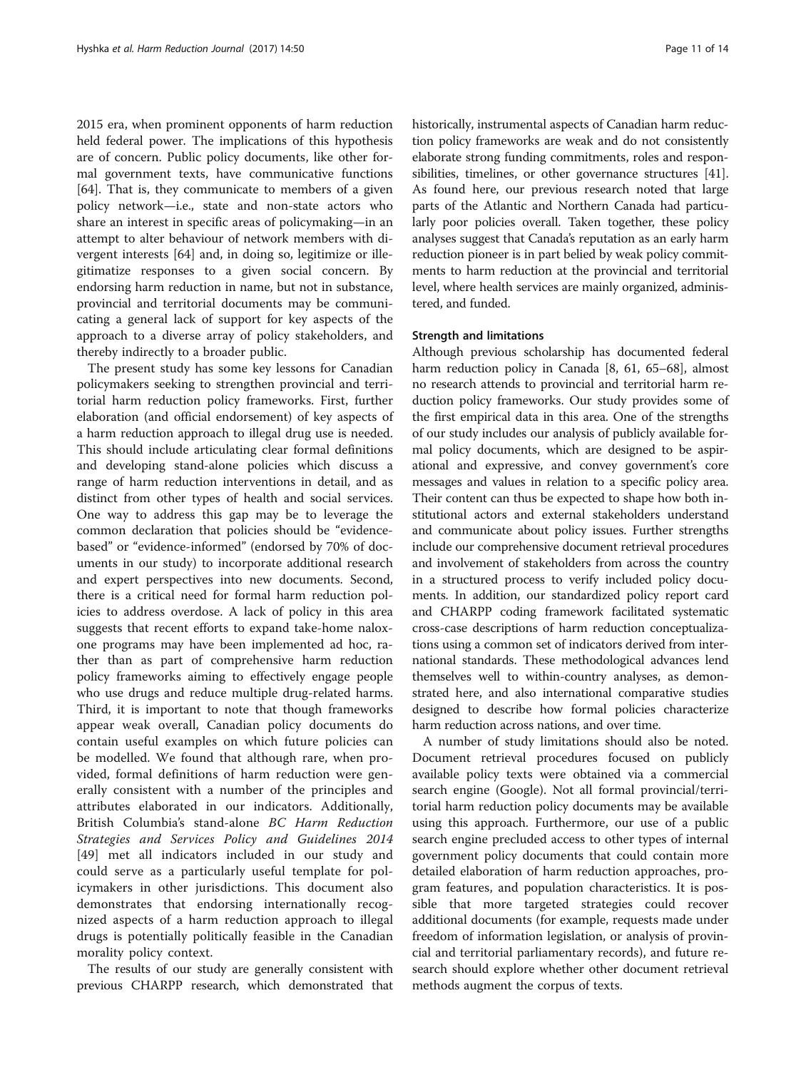2015 era, when prominent opponents of harm reduction held federal power. The implications of this hypothesis are of concern. Public policy documents, like other formal government texts, have communicative functions [64]. That is, they communicate to members of a given policy network—i.e., state and non-state actors who share an interest in specific areas of policymaking—in an attempt to alter behaviour of network members with divergent interests [64] and, in doing so, legitimize or illegitimatize responses to a given social concern. By endorsing harm reduction in name, but not in substance, provincial and territorial documents may be communicating a general lack of support for key aspects of the approach to a diverse array of policy stakeholders, and thereby indirectly to a broader public.

The present study has some key lessons for Canadian policymakers seeking to strengthen provincial and territorial harm reduction policy frameworks. First, further elaboration (and official endorsement) of key aspects of a harm reduction approach to illegal drug use is needed. This should include articulating clear formal definitions and developing stand-alone policies which discuss a range of harm reduction interventions in detail, and as distinct from other types of health and social services. One way to address this gap may be to leverage the common declaration that policies should be "evidence-based" or "evidence-informed" (endorsed by 70% of documents in our study) to incorporate additional research and expert perspectives into new documents. Second, there is a critical need for formal harm reduction policies to address overdose. A lack of policy in this area suggests that recent efforts to expand take-home naloxone programs may have been implemented ad hoc, rather than as part of comprehensive harm reduction policy frameworks aiming to effectively engage people who use drugs and reduce multiple drug-related harms. Third, it is important to note that though frameworks appear weak overall, Canadian policy documents do contain useful examples on which future policies can be modelled. We found that although rare, when provided, formal definitions of harm reduction were generally consistent with a number of the principles and attributes elaborated in our indicators. Additionally, British Columbia's stand-alone *BC Harm Reduction Strategies and Services Policy and Guidelines 2014* [49] met all indicators included in our study and could serve as a particularly useful template for policymakers in other jurisdictions. This document also demonstrates that endorsing internationally recognized aspects of a harm reduction approach to illegal drugs is potentially politically feasible in the Canadian morality policy context.

The results of our study are generally consistent with previous CHARPP research, which demonstrated that historically, instrumental aspects of Canadian harm reduction policy frameworks are weak and do not consistently elaborate strong funding commitments, roles and responsibilities, timelines, or other governance structures [41]. As found here, our previous research noted that large parts of the Atlantic and Northern Canada had particularly poor policies overall. Taken together, these policy analyses suggest that Canada's reputation as an early harm reduction pioneer is in part belied by weak policy commitments to harm reduction at the provincial and territorial level, where health services are mainly organized, administered, and funded.

#### Strength and limitations

Although previous scholarship has documented federal harm reduction policy in Canada [8, 61, 65–68], almost no research attends to provincial and territorial harm reduction policy frameworks. Our study provides some of the first empirical data in this area. One of the strengths of our study includes our analysis of publicly available formal policy documents, which are designed to be aspirational and expressive, and convey government's core messages and values in relation to a specific policy area. Their content can thus be expected to shape how both institutional actors and external stakeholders understand and communicate about policy issues. Further strengths include our comprehensive document retrieval procedures and involvement of stakeholders from across the country in a structured process to verify included policy documents. In addition, our standardized policy report card and CHARPP coding framework facilitated systematic cross-case descriptions of harm reduction conceptualizations using a common set of indicators derived from international standards. These methodological advances lend themselves well to within-country analyses, as demonstrated here, and also international comparative studies designed to describe how formal policies characterize harm reduction across nations, and over time.

A number of study limitations should also be noted. Document retrieval procedures focused on publicly available policy texts were obtained via a commercial search engine (Google). Not all formal provincial/territorial harm reduction policy documents may be available using this approach. Furthermore, our use of a public search engine precluded access to other types of internal government policy documents that could contain more detailed elaboration of harm reduction approaches, program features, and population characteristics. It is possible that more targeted strategies could recover additional documents (for example, requests made under freedom of information legislation, or analysis of provincial and territorial parliamentary records), and future research should explore whether other document retrieval methods augment the corpus of texts.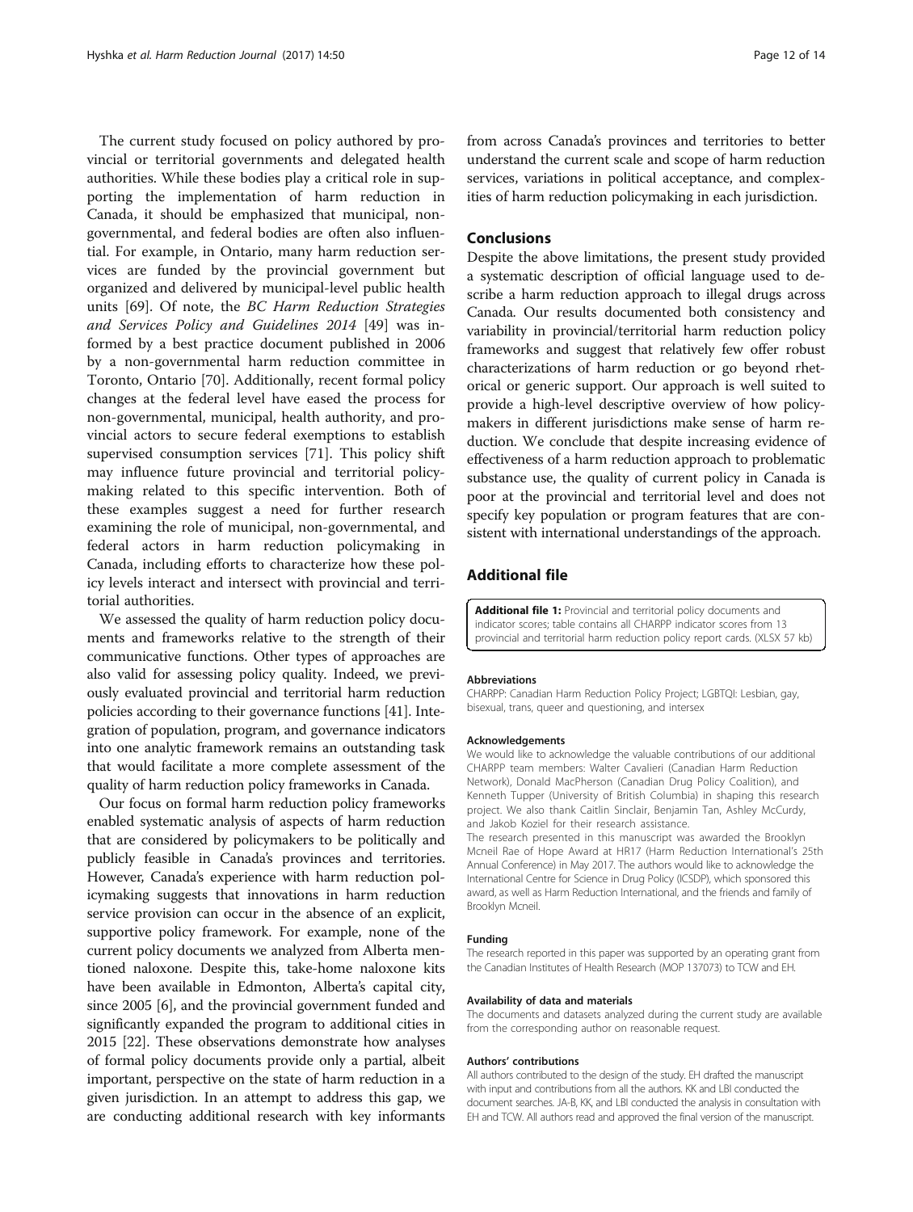The current study focused on policy authored by provincial or territorial governments and delegated health authorities. While these bodies play a critical role in supporting the implementation of harm reduction in Canada, it should be emphasized that municipal, non-governmental, and federal bodies are often also influential. For example, in Ontario, many harm reduction services are funded by the provincial government but organized and delivered by municipal-level public health units [69]. Of note, the *BC Harm Reduction Strategies and Services Policy and Guidelines 2014* [49] was informed by a best practice document published in 2006 by a non-governmental harm reduction committee in Toronto, Ontario [70]. Additionally, recent formal policy changes at the federal level have eased the process for non-governmental, municipal, health authority, and provincial actors to secure federal exemptions to establish supervised consumption services [71]. This policy shift may influence future provincial and territorial policymaking related to this specific intervention. Both of these examples suggest a need for further research examining the role of municipal, non-governmental, and federal actors in harm reduction policymaking in Canada, including efforts to characterize how these policy levels interact and intersect with provincial and territorial authorities.

We assessed the quality of harm reduction policy documents and frameworks relative to the strength of their communicative functions. Other types of approaches are also valid for assessing policy quality. Indeed, we previously evaluated provincial and territorial harm reduction policies according to their governance functions [41]. Integration of population, program, and governance indicators into one analytic framework remains an outstanding task that would facilitate a more complete assessment of the quality of harm reduction policy frameworks in Canada.

Our focus on formal harm reduction policy frameworks enabled systematic analysis of aspects of harm reduction that are considered by policymakers to be politically and publicly feasible in Canada's provinces and territories. However, Canada's experience with harm reduction policymaking suggests that innovations in harm reduction service provision can occur in the absence of an explicit, supportive policy framework. For example, none of the current policy documents we analyzed from Alberta mentioned naloxone. Despite this, take-home naloxone kits have been available in Edmonton, Alberta's capital city, since 2005 [6], and the provincial government funded and significantly expanded the program to additional cities in 2015 [22]. These observations demonstrate how analyses of formal policy documents provide only a partial, albeit important, perspective on the state of harm reduction in a given jurisdiction. In an attempt to address this gap, we are conducting additional research with key informants from across Canada's provinces and territories to better understand the current scale and scope of harm reduction services, variations in political acceptance, and complexities of harm reduction policymaking in each jurisdiction.

## Conclusions

Despite the above limitations, the present study provided a systematic description of official language used to describe a harm reduction approach to illegal drugs across Canada. Our results documented both consistency and variability in provincial/territorial harm reduction policy frameworks and suggest that relatively few offer robust characterizations of harm reduction or go beyond rhetorical or generic support. Our approach is well suited to provide a high-level descriptive overview of how policymakers in different jurisdictions make sense of harm reduction. We conclude that despite increasing evidence of effectiveness of a harm reduction approach to problematic substance use, the quality of current policy in Canada is poor at the provincial and territorial level and does not specify key population or program features that are consistent with international understandings of the approach.

## Additional file

**Additional file 1:** Provincial and territorial policy documents and indicator scores; table contains all CHARPP indicator scores from 13 provincial and territorial harm reduction policy report cards. (XLSX 57 kb)

#### Abbreviations

CHARPP: Canadian Harm Reduction Policy Project; LGBTQI: Lesbian, gay, bisexual, trans, queer and questioning, and intersex

#### Acknowledgements

We would like to acknowledge the valuable contributions of our additional CHARPP team members: Walter Cavalieri (Canadian Harm Reduction Network), Donald MacPherson (Canadian Drug Policy Coalition), and Kenneth Tupper (University of British Columbia) in shaping this research project. We also thank Caitlin Sinclair, Benjamin Tan, Ashley McCurdy, and Jakob Koziel for their research assistance.

The research presented in this manuscript was awarded the Brooklyn Mcneil Rae of Hope Award at HR17 (Harm Reduction International's 25th Annual Conference) in May 2017. The authors would like to acknowledge the International Centre for Science in Drug Policy (ICSDP), which sponsored this award, as well as Harm Reduction International, and the friends and family of Brooklyn Mcneil.

#### Funding

The research reported in this paper was supported by an operating grant from the Canadian Institutes of Health Research (MOP 137073) to TCW and EH.

#### Availability of data and materials

The documents and datasets analyzed during the current study are available from the corresponding author on reasonable request.

#### Authors' contributions

All authors contributed to the design of the study. EH drafted the manuscript with input and contributions from all the authors. KK and LBI conducted the document searches. JA-B, KK, and LBI conducted the analysis in consultation with EH and TCW. All authors read and approved the final version of the manuscript.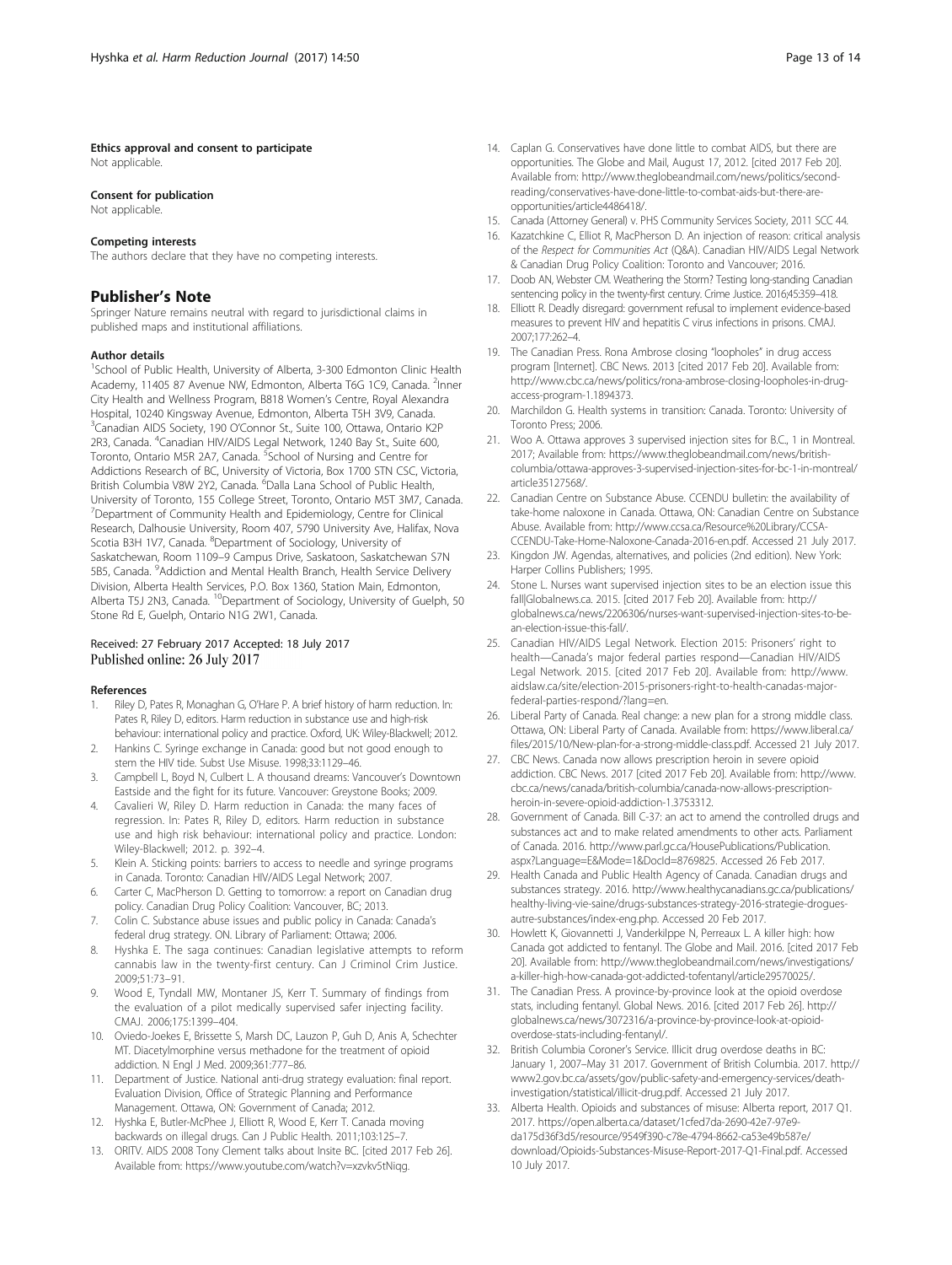#### Ethics approval and consent to participate
Not applicable.

#### Consent for publication
Not applicable.

#### Competing interests
The authors declare that they have no competing interests.

## Publisher's Note

Springer Nature remains neutral with regard to jurisdictional claims in published maps and institutional affiliations.

#### Author details

[1]School of Public Health, University of Alberta, 3-300 Edmonton Clinic Health Academy, 11405 87 Avenue NW, Edmonton, Alberta T6G 1C9, Canada. [2]Inner City Health and Wellness Program, B818 Women's Centre, Royal Alexandra Hospital, 10240 Kingsway Avenue, Edmonton, Alberta T5H 3V9, Canada. [3]Canadian AIDS Society, 190 O'Connor St., Suite 100, Ottawa, Ontario K2P 2R3, Canada. [4]Canadian HIV/AIDS Legal Network, 1240 Bay St., Suite 600, Toronto, Ontario M5R 2A7, Canada. [5]School of Nursing and Centre for Addictions Research of BC, University of Victoria, Box 1700 STN CSC, Victoria, British Columbia V8W 2Y2, Canada. [6]Dalla Lana School of Public Health, University of Toronto, 155 College Street, Toronto, Ontario M5T 3M7, Canada. [7]Department of Community Health and Epidemiology, Centre for Clinical Research, Dalhousie University, Room 407, 5790 University Ave, Halifax, Nova Scotia B3H 1V7, Canada. [8]Department of Sociology, University of Saskatchewan, Room 1109–9 Campus Drive, Saskatoon, Saskatchewan S7N 5B5, Canada. [9]Addiction and Mental Health Branch, Health Service Delivery Division, Alberta Health Services, P.O. Box 1360, Station Main, Edmonton, Alberta T5J 2N3, Canada. [10]Department of Sociology, University of Guelph, 50 Stone Rd E, Guelph, Ontario N1G 2W1, Canada.

Received: 27 February 2017 Accepted: 18 July 2017
Published online: 26 July 2017

#### References

1. Riley D, Pates R, Monaghan G, O'Hare P. A brief history of harm reduction. In: Pates R, Riley D, editors. Harm reduction in substance use and high-risk behaviour: international policy and practice. Oxford, UK: Wiley-Blackwell; 2012.
2. Hankins C. Syringe exchange in Canada: good but not good enough to stem the HIV tide. Subst Use Misuse. 1998;33:1129–46.
3. Campbell L, Boyd N, Culbert L. A thousand dreams: Vancouver's Downtown Eastside and the fight for its future. Vancouver: Greystone Books; 2009.
4. Cavalieri W, Riley D. Harm reduction in Canada: the many faces of regression. In: Pates R, Riley D, editors. Harm reduction in substance use and high risk behaviour: international policy and practice. London: Wiley-Blackwell; 2012. p. 392–4.
5. Klein A. Sticking points: barriers to access to needle and syringe programs in Canada. Toronto: Canadian HIV/AIDS Legal Network; 2007.
6. Carter C, MacPherson D. Getting to tomorrow: a report on Canadian drug policy. Canadian Drug Policy Coalition: Vancouver, BC; 2013.
7. Colin C. Substance abuse issues and public policy in Canada: Canada's federal drug strategy. ON. Library of Parliament: Ottawa; 2006.
8. Hyshka E. The saga continues: Canadian legislative attempts to reform cannabis law in the twenty-first century. Can J Criminol Crim Justice. 2009;51:73–91.
9. Wood E, Tyndall MW, Montaner JS, Kerr T. Summary of findings from the evaluation of a pilot medically supervised safer injecting facility. CMAJ. 2006;175:1399–404.
10. Oviedo-Joekes E, Brissette S, Marsh DC, Lauzon P, Guh D, Anis A, Schechter MT. Diacetylmorphine versus methadone for the treatment of opioid addiction. N Engl J Med. 2009;361:777–86.
11. Department of Justice. National anti-drug strategy evaluation: final report. Evaluation Division, Office of Strategic Planning and Performance Management. Ottawa, ON: Government of Canada; 2012.
12. Hyshka E, Butler-McPhee J, Elliott R, Wood E, Kerr T. Canada moving backwards on illegal drugs. Can J Public Health. 2011;103:125–7.
13. ORITV. AIDS 2008 Tony Clement talks about Insite BC. [cited 2017 Feb 26]. Available from: https://www.youtube.com/watch?v=xzvkv5tNiqg.
14. Caplan G. Conservatives have done little to combat AIDS, but there are opportunities. The Globe and Mail, August 17, 2012. [cited 2017 Feb 20]. Available from: http://www.theglobeandmail.com/news/politics/second-reading/conservatives-have-done-little-to-combat-aids-but-there-are-opportunities/article4486418/.
15. Canada (Attorney General) v. PHS Community Services Society, 2011 SCC 44.
16. Kazatchkine C, Elliot R, MacPherson D. An injection of reason: critical analysis of the *Respect for Communities Act* (Q&A). Canadian HIV/AIDS Legal Network & Canadian Drug Policy Coalition: Toronto and Vancouver; 2016.
17. Doob AN, Webster CM. Weathering the Storm? Testing long-standing Canadian sentencing policy in the twenty-first century. Crime Justice. 2016;45:359–418.
18. Elliott R. Deadly disregard: government refusal to implement evidence-based measures to prevent HIV and hepatitis C virus infections in prisons. CMAJ. 2007;177:262–4.
19. The Canadian Press. Rona Ambrose closing "loopholes" in drug access program [Internet]. CBC News. 2013 [cited 2017 Feb 20]. Available from: http://www.cbc.ca/news/politics/rona-ambrose-closing-loopholes-in-drug-access-program-1.1894373.
20. Marchildon G. Health systems in transition: Canada. Toronto: University of Toronto Press; 2006.
21. Woo A. Ottawa approves 3 supervised injection sites for B.C., 1 in Montreal. 2017; Available from: https://www.theglobeandmail.com/news/british-columbia/ottawa-approves-3-supervised-injection-sites-for-bc-1-in-montreal/article35127568/.
22. Canadian Centre on Substance Abuse. CCENDU bulletin: the availability of take-home naloxone in Canada. Ottawa, ON: Canadian Centre on Substance Abuse. Available from: http://www.ccsa.ca/Resource%20Library/CCSA-CCENDU-Take-Home-Naloxone-Canada-2016-en.pdf. Accessed 21 July 2017.
23. Kingdon JW. Agendas, alternatives, and policies (2nd edition). New York: Harper Collins Publishers; 1995.
24. Stone L. Nurses want supervised injection sites to be an election issue this fall|Globalnews.ca. 2015. [cited 2017 Feb 20]. Available from: http://globalnews.ca/news/2206306/nurses-want-supervised-injection-sites-to-be-an-election-issue-this-fall/.
25. Canadian HIV/AIDS Legal Network. Election 2015: Prisoners' right to health—Canada's major federal parties respond—Canadian HIV/AIDS Legal Network. 2015. [cited 2017 Feb 20]. Available from: http://www.aidslaw.ca/site/election-2015-prisoners-right-to-health-canadas-major-federal-parties-respond/?lang=en.
26. Liberal Party of Canada. Real change: a new plan for a strong middle class. Ottawa, ON: Liberal Party of Canada. Available from: https://www.liberal.ca/files/2015/10/New-plan-for-a-strong-middle-class.pdf. Accessed 21 July 2017.
27. CBC News. Canada now allows prescription heroin in severe opioid addiction. CBC News. 2017 [cited 2017 Feb 20]. Available from: http://www.cbc.ca/news/canada/british-columbia/canada-now-allows-prescription-heroin-in-severe-opioid-addiction-1.3753312.
28. Government of Canada. Bill C-37: an act to amend the controlled drugs and substances act and to make related amendments to other acts. Parliament of Canada. 2016. http://www.parl.gc.ca/HousePublications/Publication.aspx?Language=E&Mode=1&DocId=8769825. Accessed 26 Feb 2017.
29. Health Canada and Public Health Agency of Canada. Canadian drugs and substances strategy. 2016. http://www.healthycanadians.gc.ca/publications/healthy-living-vie-saine/drugs-substances-strategy-2016-strategie-drogues-autre-substances/index-eng.php. Accessed 20 Feb 2017.
30. Howlett K, Giovannetti J, Vanderkilppe N, Perreaux L. A killer high: how Canada got addicted to fentanyl. The Globe and Mail. 2016. [cited 2017 Feb 20]. Available from: http://www.theglobeandmail.com/news/investigations/a-killer-high-how-canada-got-addicted-tofentanyl/article29570025/.
31. The Canadian Press. A province-by-province look at the opioid overdose stats, including fentanyl. Global News. 2016. [cited 2017 Feb 26]. http://globalnews.ca/news/3072316/a-province-by-province-look-at-opioid-overdose-stats-including-fentanyl/.
32. British Columbia Coroner's Service. Illicit drug overdose deaths in BC: January 1, 2007–May 31 2017. Government of British Columbia. 2017. http://www2.gov.bc.ca/assets/gov/public-safety-and-emergency-services/death-investigation/statistical/illicit-drug.pdf. Accessed 21 July 2017.
33. Alberta Health. Opioids and substances of misuse: Alberta report, 2017 Q1. 2017. https://open.alberta.ca/dataset/1cfed7da-2690-42e7-97e9-da175d36f3d5/resource/9549f390-c78e-4794-8662-ca53e49b587e/download/Opioids-Substances-Misuse-Report-2017-Q1-Final.pdf. Accessed 10 July 2017.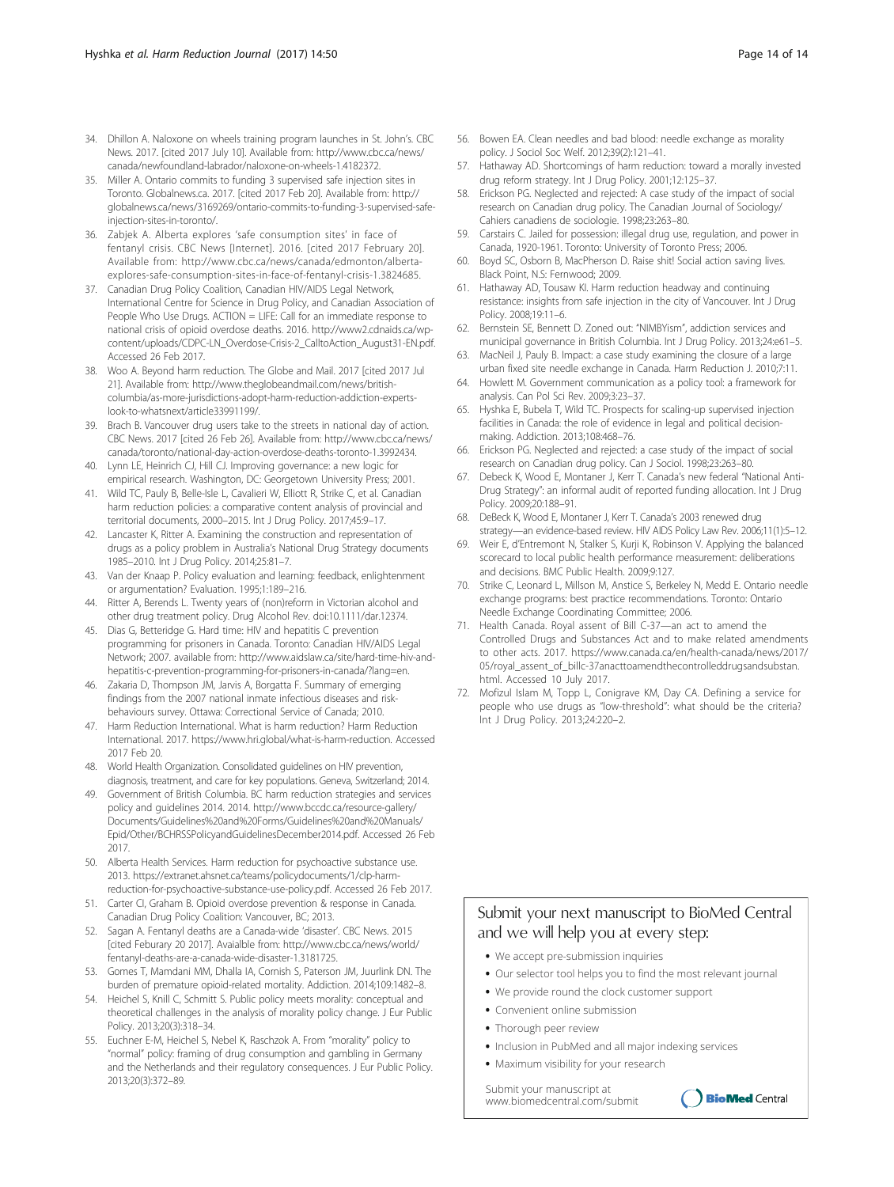34. Dhillon A. Naloxone on wheels training program launches in St. John's. CBC News. 2017. [cited 2017 July 10]. Available from: http://www.cbc.ca/news/canada/newfoundland-labrador/naloxone-on-wheels-1.4182372.
35. Miller A. Ontario commits to funding 3 supervised safe injection sites in Toronto. Globalnews.ca. 2017. [cited 2017 Feb 20]. Available from: http://globalnews.ca/news/3169269/ontario-commits-to-funding-3-supervised-safe-injection-sites-in-toronto/.
36. Zabjek A. Alberta explores 'safe consumption sites' in face of fentanyl crisis. CBC News [Internet]. 2016. [cited 2017 February 20]. Available from: http://www.cbc.ca/news/canada/edmonton/alberta-explores-safe-consumption-sites-in-face-of-fentanyl-crisis-1.3824685.
37. Canadian Drug Policy Coalition, Canadian HIV/AIDS Legal Network, International Centre for Science in Drug Policy, and Canadian Association of People Who Use Drugs. ACTION = LIFE: Call for an immediate response to national crisis of opioid overdose deaths. 2016. http://www2.cdnaids.ca/wp-content/uploads/CDPC-LN_Overdose-Crisis-2_CalltoAction_August31-EN.pdf. Accessed 26 Feb 2017.
38. Woo A. Beyond harm reduction. The Globe and Mail. 2017 [cited 2017 Jul 21]. Available from: http://www.theglobeandmail.com/news/british-columbia/as-more-jurisdictions-adopt-harm-reduction-addiction-experts-look-to-whatsnext/article33991199/.
39. Brach B. Vancouver drug users take to the streets in national day of action. CBC News. 2017 [cited 26 Feb 26]. Available from: http://www.cbc.ca/news/canada/toronto/national-day-action-overdose-deaths-toronto-1.3992434.
40. Lynn LE, Heinrich CJ, Hill CJ. Improving governance: a new logic for empirical research. Washington, DC: Georgetown University Press; 2001.
41. Wild TC, Pauly B, Belle-Isle L, Cavalieri W, Elliott R, Strike C, et al. Canadian harm reduction policies: a comparative content analysis of provincial and territorial documents, 2000–2015. Int J Drug Policy. 2017;45:9–17.
42. Lancaster K, Ritter A. Examining the construction and representation of drugs as a policy problem in Australia's National Drug Strategy documents 1985–2010. Int J Drug Policy. 2014;25:81–7.
43. Van der Knaap P. Policy evaluation and learning: feedback, enlightenment or argumentation? Evaluation. 1995;1:189–216.
44. Ritter A, Berends L. Twenty years of (non)reform in Victorian alcohol and other drug treatment policy. Drug Alcohol Rev. doi:10.1111/dar.12374.
45. Dias G, Betteridge G. Hard time: HIV and hepatitis C prevention programming for prisoners in Canada. Toronto: Canadian HIV/AIDS Legal Network; 2007. available from: http://www.aidslaw.ca/site/hard-time-hiv-and-hepatitis-c-prevention-programming-for-prisoners-in-canada/?lang=en.
46. Zakaria D, Thompson JM, Jarvis A, Borgatta F. Summary of emerging findings from the 2007 national inmate infectious diseases and risk-behaviours survey. Ottawa: Correctional Service of Canada; 2010.
47. Harm Reduction International. What is harm reduction? Harm Reduction International. 2017. https://www.hri.global/what-is-harm-reduction. Accessed 2017 Feb 20.
48. World Health Organization. Consolidated guidelines on HIV prevention, diagnosis, treatment, and care for key populations. Geneva, Switzerland; 2014.
49. Government of British Columbia. BC harm reduction strategies and services policy and guidelines 2014. 2014. http://www.bccdc.ca/resource-gallery/Documents/Guidelines%20and%20Forms/Guidelines%20and%20Manuals/Epid/Other/BCHRSSPolicyandGuidelinesDecember2014.pdf. Accessed 26 Feb 2017.
50. Alberta Health Services. Harm reduction for psychoactive substance use. 2013. https://extranet.ahsnet.ca/teams/policydocuments/1/clp-harm-reduction-for-psychoactive-substance-use-policy.pdf. Accessed 26 Feb 2017.
51. Carter CI, Graham B. Opioid overdose prevention & response in Canada. Canadian Drug Policy Coalition: Vancouver, BC; 2013.
52. Sagan A. Fentanyl deaths are a Canada-wide 'disaster'. CBC News. 2015 [cited Feburary 20 2017]. Avaialble from: http://www.cbc.ca/news/world/fentanyl-deaths-are-a-canada-wide-disaster-1.3181725.
53. Gomes T, Mamdani MM, Dhalla IA, Cornish S, Paterson JM, Juurlink DN. The burden of premature opioid-related mortality. Addiction. 2014;109:1482–8.
54. Heichel S, Knill C, Schmitt S. Public policy meets morality: conceptual and theoretical challenges in the analysis of morality policy change. J Eur Public Policy. 2013;20(3):318–34.
55. Euchner E-M, Heichel S, Nebel K, Raschzok A. From "morality" policy to "normal" policy: framing of drug consumption and gambling in Germany and the Netherlands and their regulatory consequences. J Eur Public Policy. 2013;20(3):372–89.
56. Bowen EA. Clean needles and bad blood: needle exchange as morality policy. J Sociol Soc Welf. 2012;39(2):121–41.
57. Hathaway AD. Shortcomings of harm reduction: toward a morally invested drug reform strategy. Int J Drug Policy. 2001;12:125–37.
58. Erickson PG. Neglected and rejected: A case study of the impact of social research on Canadian drug policy. The Canadian Journal of Sociology/Cahiers canadiens de sociologie. 1998;23:263–80.
59. Carstairs C. Jailed for possession: illegal drug use, regulation, and power in Canada, 1920-1961. Toronto: University of Toronto Press; 2006.
60. Boyd SC, Osborn B, MacPherson D. Raise shit! Social action saving lives. Black Point, N.S: Fernwood; 2009.
61. Hathaway AD, Tousaw KI. Harm reduction headway and continuing resistance: insights from safe injection in the city of Vancouver. Int J Drug Policy. 2008;19:11–6.
62. Bernstein SE, Bennett D. Zoned out: "NIMBYism", addiction services and municipal governance in British Columbia. Int J Drug Policy. 2013;24:e61–5.
63. MacNeil J, Pauly B. Impact: a case study examining the closure of a large urban fixed site needle exchange in Canada. Harm Reduction J. 2010;7:11.
64. Howlett M. Government communication as a policy tool: a framework for analysis. Can Pol Sci Rev. 2009;3:23–37.
65. Hyshka E, Bubela T, Wild TC. Prospects for scaling-up supervised injection facilities in Canada: the role of evidence in legal and political decision-making. Addiction. 2013;108:468–76.
66. Erickson PG. Neglected and rejected: a case study of the impact of social research on Canadian drug policy. Can J Sociol. 1998;23:263–80.
67. Debeck K, Wood E, Montaner J, Kerr T. Canada's new federal "National Anti-Drug Strategy": an informal audit of reported funding allocation. Int J Drug Policy. 2009;20:188–91.
68. DeBeck K, Wood E, Montaner J, Kerr T. Canada's 2003 renewed drug strategy—an evidence-based review. HIV AIDS Policy Law Rev. 2006;11(1):5–12.
69. Weir E, d'Entremont N, Stalker S, Kurji K, Robinson V. Applying the balanced scorecard to local public health performance measurement: deliberations and decisions. BMC Public Health. 2009;9:127.
70. Strike C, Leonard L, Millson M, Anstice S, Berkeley N, Medd E. Ontario needle exchange programs: best practice recommendations. Toronto: Ontario Needle Exchange Coordinating Committee; 2006.
71. Health Canada. Royal assent of Bill C-37—an act to amend the Controlled Drugs and Substances Act and to make related amendments to other acts. 2017. https://www.canada.ca/en/health-canada/news/2017/05/royal_assent_of_billc-37anacttoamendthecontrolleddrugsandsubstan.html. Accessed 10 July 2017.
72. Mofizul Islam M, Topp L, Conigrave KM, Day CA. Defining a service for people who use drugs as "low-threshold": what should be the criteria? Int J Drug Policy. 2013;24:220–2.

Submit your next manuscript to BioMed Central and we will help you at every step:

- We accept pre-submission inquiries
- Our selector tool helps you to find the most relevant journal
- We provide round the clock customer support
- Convenient online submission
- Thorough peer review
- Inclusion in PubMed and all major indexing services
- Maximum visibility for your research

Submit your manuscript at
www.biomedcentral.com/submit

BioMed Central